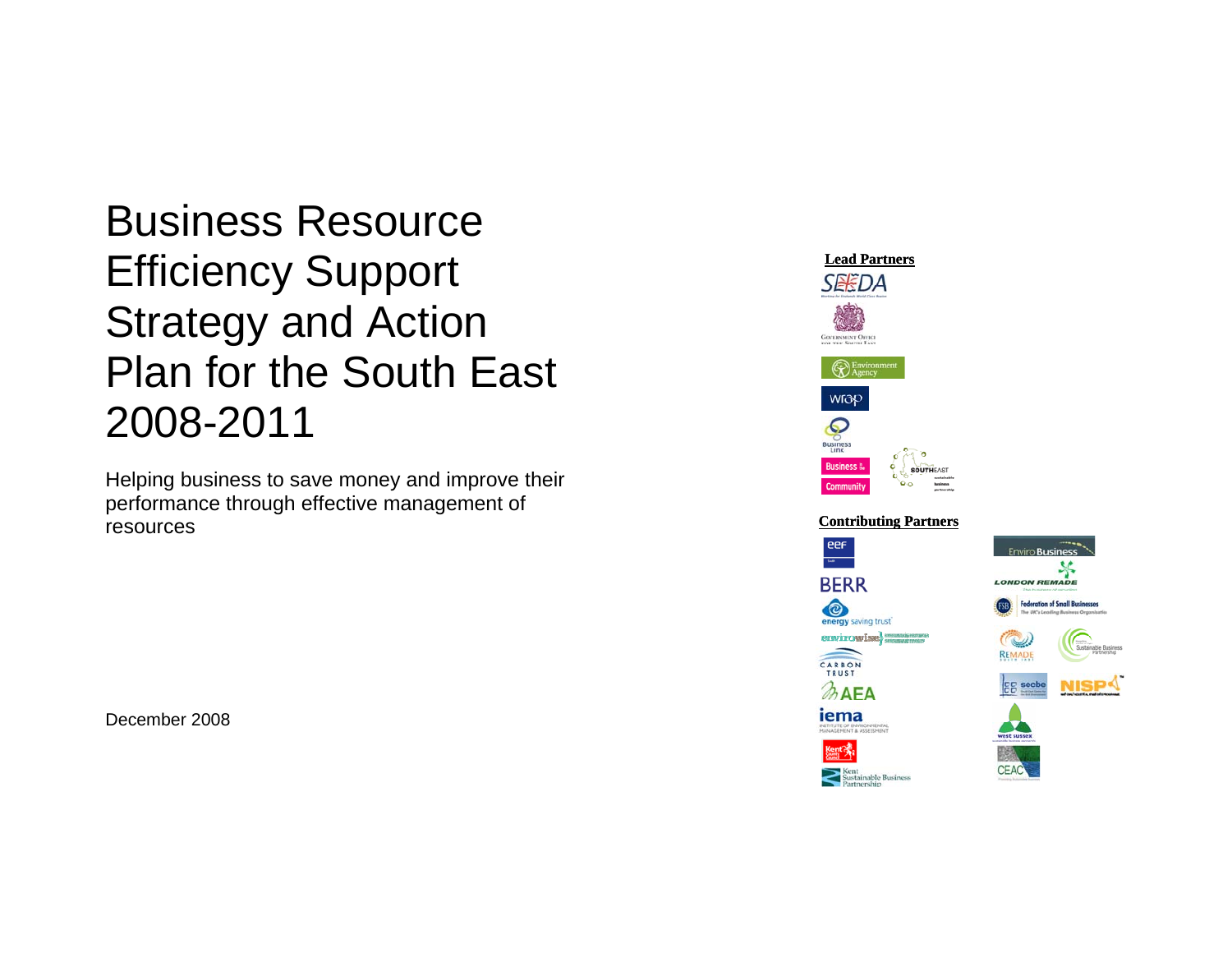# Business Resource Efficiency Support Strategy and Action Plan for the South East 2008-2011

Helping business to save money and improve their performance through effective management of resources

December 2008

**Lead Partners**

**Contributing Partners**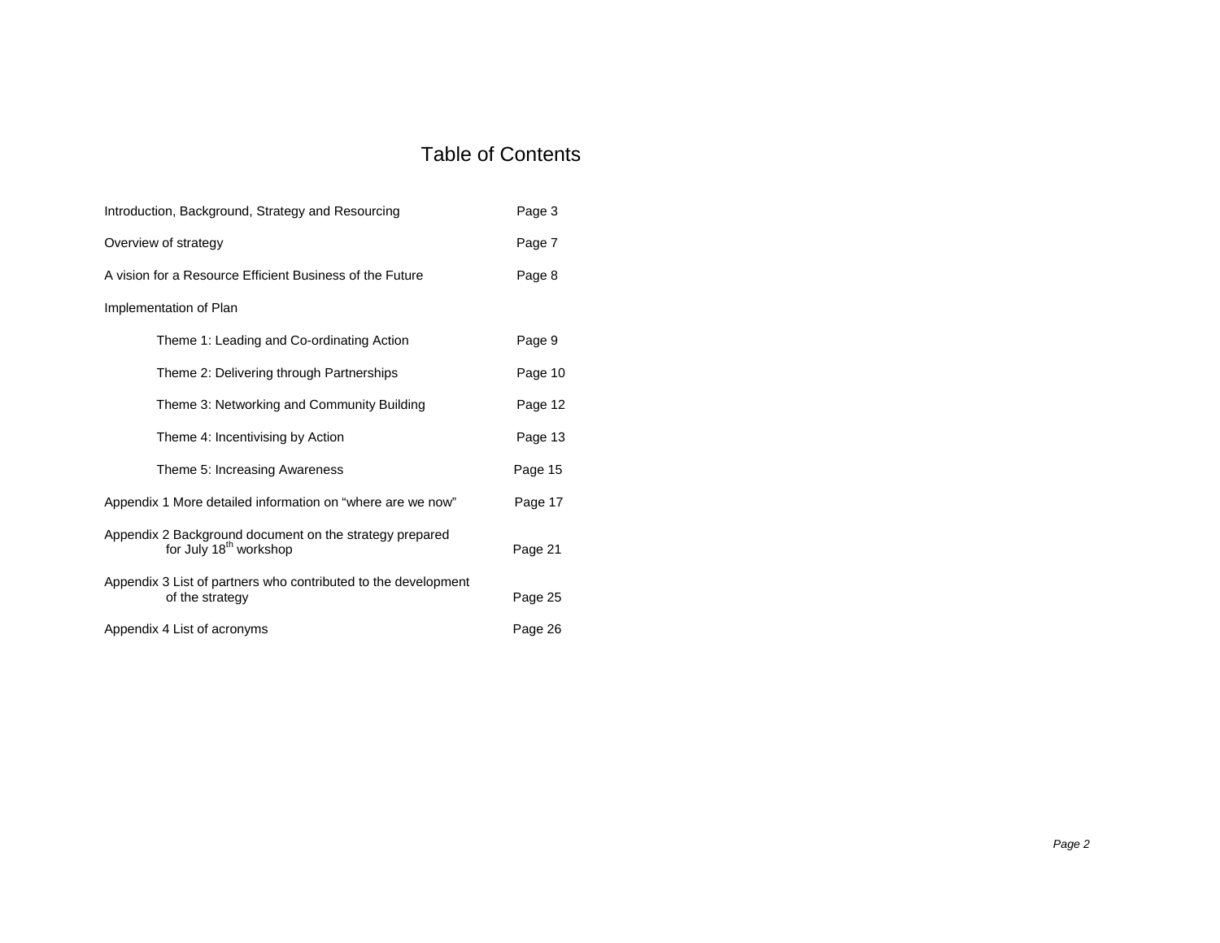# Table of Contents

| | |
|---|---|
| Introduction, Background, Strategy and Resourcing | Page 3 |
| Overview of strategy | Page 7 |
| A vision for a Resource Efficient Business of the Future | Page 8 |
| Implementation of Plan | |
| Theme 1: Leading and Co-ordinating Action | Page 9 |
| Theme 2: Delivering through Partnerships | Page 10 |
| Theme 3: Networking and Community Building | Page 12 |
| Theme 4: Incentivising by Action | Page 13 |
| Theme 5: Increasing Awareness | Page 15 |
| Appendix 1 More detailed information on "where are we now" | Page 17 |
| Appendix 2 Background document on the strategy prepared for July 18th workshop | Page 21 |
| Appendix 3 List of partners who contributed to the development of the strategy | Page 25 |
| Appendix 4 List of acronyms | Page 26 |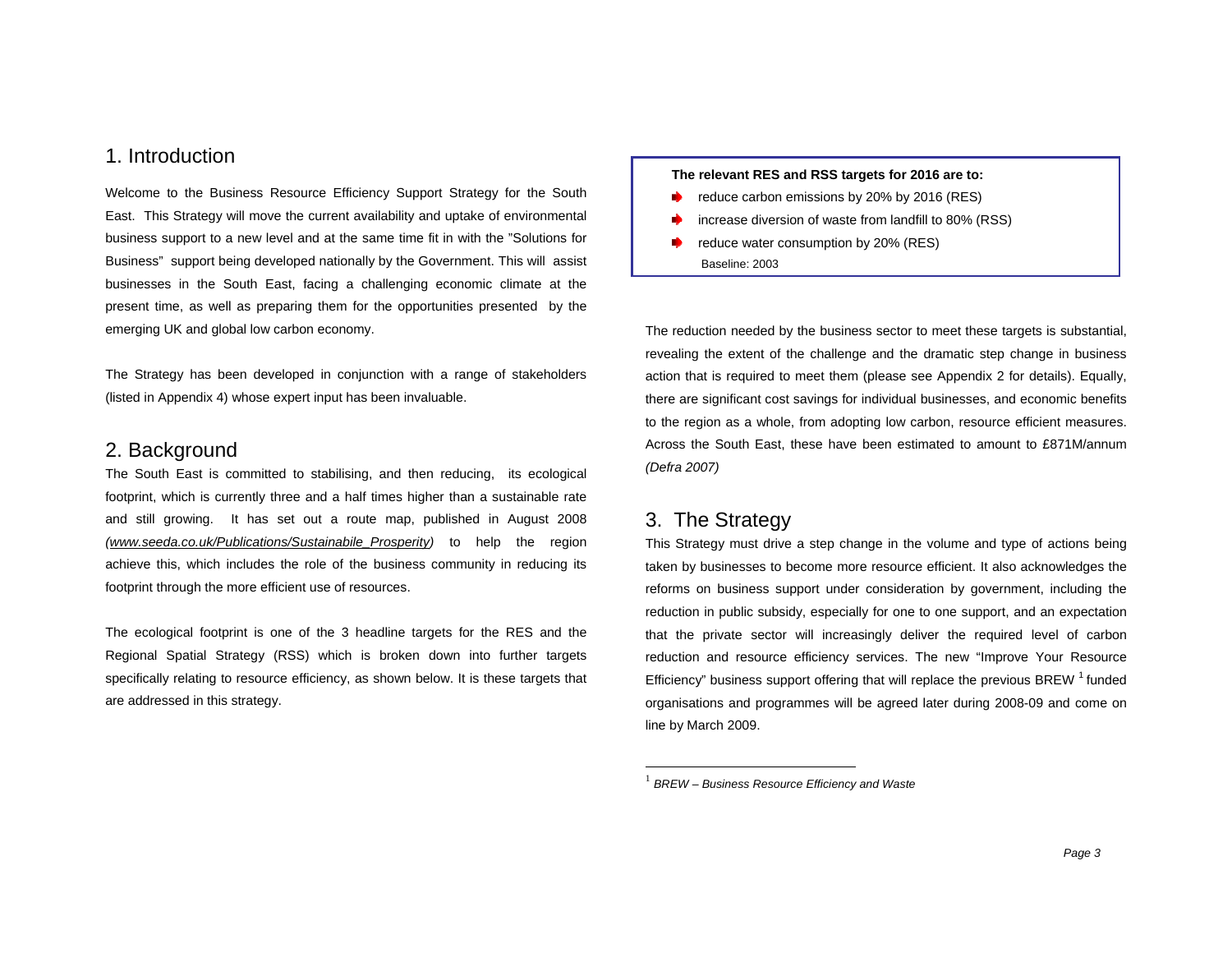## 1. Introduction

Welcome to the Business Resource Efficiency Support Strategy for the South East. This Strategy will move the current availability and uptake of environmental business support to a new level and at the same time fit in with the "Solutions for Business" support being developed nationally by the Government. This will assist businesses in the South East, facing a challenging economic climate at the present time, as well as preparing them for the opportunities presented by the emerging UK and global low carbon economy.

The Strategy has been developed in conjunction with a range of stakeholders (listed in Appendix 4) whose expert input has been invaluable.

## 2. Background

The South East is committed to stabilising, and then reducing, its ecological footprint, which is currently three and a half times higher than a sustainable rate and still growing. It has set out a route map, published in August 2008 *(www.seeda.co.uk/Publications/Sustainabile_Prosperity)* to help the region achieve this, which includes the role of the business community in reducing its footprint through the more efficient use of resources.

The ecological footprint is one of the 3 headline targets for the RES and the Regional Spatial Strategy (RSS) which is broken down into further targets specifically relating to resource efficiency, as shown below. It is these targets that are addressed in this strategy.

**The relevant RES and RSS targets for 2016 are to:**

- reduce carbon emissions by 20% by 2016 (RES)
- increase diversion of waste from landfill to 80% (RSS)
- reduce water consumption by 20% (RES)

Baseline: 2003

The reduction needed by the business sector to meet these targets is substantial, revealing the extent of the challenge and the dramatic step change in business action that is required to meet them (please see Appendix 2 for details). Equally, there are significant cost savings for individual businesses, and economic benefits to the region as a whole, from adopting low carbon, resource efficient measures. Across the South East, these have been estimated to amount to £871M/annum *(Defra 2007)*

## 3. The Strategy

This Strategy must drive a step change in the volume and type of actions being taken by businesses to become more resource efficient. It also acknowledges the reforms on business support under consideration by government, including the reduction in public subsidy, especially for one to one support, and an expectation that the private sector will increasingly deliver the required level of carbon reduction and resource efficiency services. The new "Improve Your Resource Efficiency" business support offering that will replace the previous BREW [1] funded organisations and programmes will be agreed later during 2008-09 and come on line by March 2009.

[1] *BREW – Business Resource Efficiency and Waste*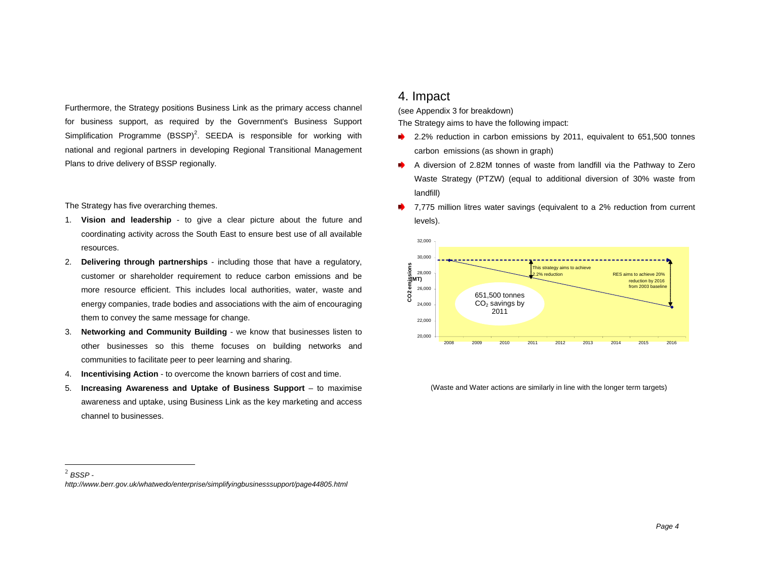Furthermore, the Strategy positions Business Link as the primary access channel for business support, as required by the Government's Business Support Simplification Programme (BSSP)[2]. SEEDA is responsible for working with national and regional partners in developing Regional Transitional Management Plans to drive delivery of BSSP regionally.

The Strategy has five overarching themes.

1. **Vision and leadership** - to give a clear picture about the future and coordinating activity across the South East to ensure best use of all available resources.
2. **Delivering through partnerships** - including those that have a regulatory, customer or shareholder requirement to reduce carbon emissions and be more resource efficient. This includes local authorities, water, waste and energy companies, trade bodies and associations with the aim of encouraging them to convey the same message for change.
3. **Networking and Community Building** - we know that businesses listen to other businesses so this theme focuses on building networks and communities to facilitate peer to peer learning and sharing.
4. **Incentivising Action** - to overcome the known barriers of cost and time.
5. **Increasing Awareness and Uptake of Business Support** – to maximise awareness and uptake, using Business Link as the key marketing and access channel to businesses.

[2] *BSSP - http://www.berr.gov.uk/whatwedo/enterprise/simplifyingbusinesssupport/page44805.html*

# 4. Impact

(see Appendix 3 for breakdown)

The Strategy aims to have the following impact:

- 2.2% reduction in carbon emissions by 2011, equivalent to 651,500 tonnes carbon emissions (as shown in graph)
- A diversion of 2.82M tonnes of waste from landfill via the Pathway to Zero Waste Strategy (PTZW) (equal to additional diversion of 30% waste from landfill)
- 7,775 million litres water savings (equivalent to a 2% reduction from current levels).

CO2 emissions (MT)

32,000
30,000
28,000
26,000
24,000
22,000
20,000

2008 2009 2010 2011 2012 2013 2014 2015 2016

This strategy aims to achieve 2.2% reduction

RES aims to achieve 20% reduction by 2016 from 2003 baseline

651,500 tonnes $CO_2$ savings by 2011

(Waste and Water actions are similarly in line with the longer term targets)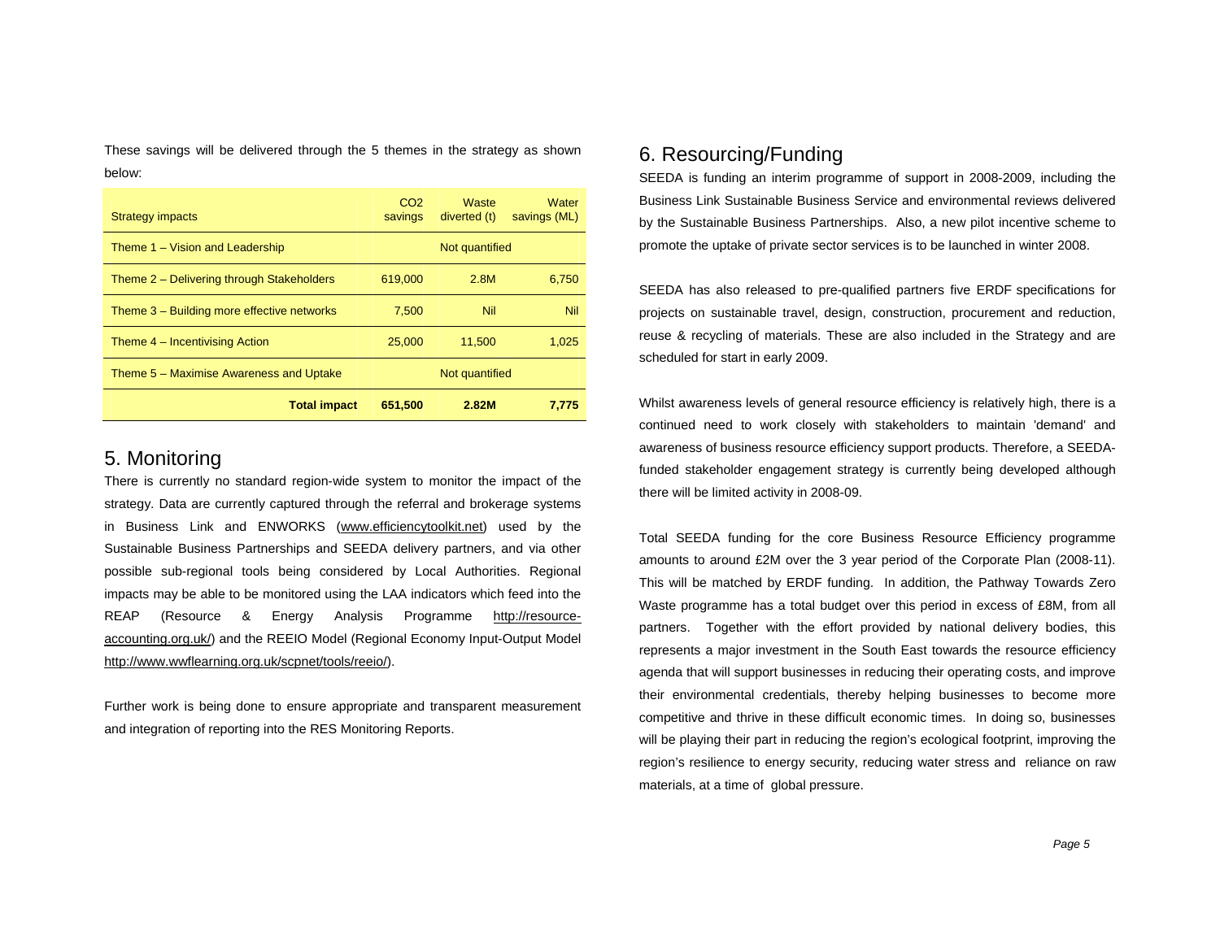These savings will be delivered through the 5 themes in the strategy as shown below:

| Strategy impacts | $CO_2$ savings | Waste diverted (t) | Water savings (ML) |
|---|---|---|---|
| Theme 1 – Vision and Leadership | | Not quantified | |
| Theme 2 – Delivering through Stakeholders | 619,000 | 2.8M | 6,750 |
| Theme 3 – Building more effective networks | 7,500 | Nil | Nil |
| Theme 4 – Incentivising Action | 25,000 | 11,500 | 1,025 |
| Theme 5 – Maximise Awareness and Uptake | | Not quantified | |
| **Total impact** | **651,500** | **2.82M** | **7,775** |

## 5. Monitoring

There is currently no standard region-wide system to monitor the impact of the strategy. Data are currently captured through the referral and brokerage systems in Business Link and ENWORKS (www.efficiencytoolkit.net) used by the Sustainable Business Partnerships and SEEDA delivery partners, and via other possible sub-regional tools being considered by Local Authorities. Regional impacts may be able to be monitored using the LAA indicators which feed into the REAP (Resource & Energy Analysis Programme http://resource-accounting.org.uk/) and the REEIO Model (Regional Economy Input-Output Model http://www.wwflearning.org.uk/scpnet/tools/reeio/).

Further work is being done to ensure appropriate and transparent measurement and integration of reporting into the RES Monitoring Reports.

## 6. Resourcing/Funding

SEEDA is funding an interim programme of support in 2008-2009, including the Business Link Sustainable Business Service and environmental reviews delivered by the Sustainable Business Partnerships. Also, a new pilot incentive scheme to promote the uptake of private sector services is to be launched in winter 2008.

SEEDA has also released to pre-qualified partners five ERDF specifications for projects on sustainable travel, design, construction, procurement and reduction, reuse & recycling of materials. These are also included in the Strategy and are scheduled for start in early 2009.

Whilst awareness levels of general resource efficiency is relatively high, there is a continued need to work closely with stakeholders to maintain 'demand' and awareness of business resource efficiency support products. Therefore, a SEEDA-funded stakeholder engagement strategy is currently being developed although there will be limited activity in 2008-09.

Total SEEDA funding for the core Business Resource Efficiency programme amounts to around £2M over the 3 year period of the Corporate Plan (2008-11). This will be matched by ERDF funding. In addition, the Pathway Towards Zero Waste programme has a total budget over this period in excess of £8M, from all partners. Together with the effort provided by national delivery bodies, this represents a major investment in the South East towards the resource efficiency agenda that will support businesses in reducing their operating costs, and improve their environmental credentials, thereby helping businesses to become more competitive and thrive in these difficult economic times. In doing so, businesses will be playing their part in reducing the region's ecological footprint, improving the region's resilience to energy security, reducing water stress and reliance on raw materials, at a time of global pressure.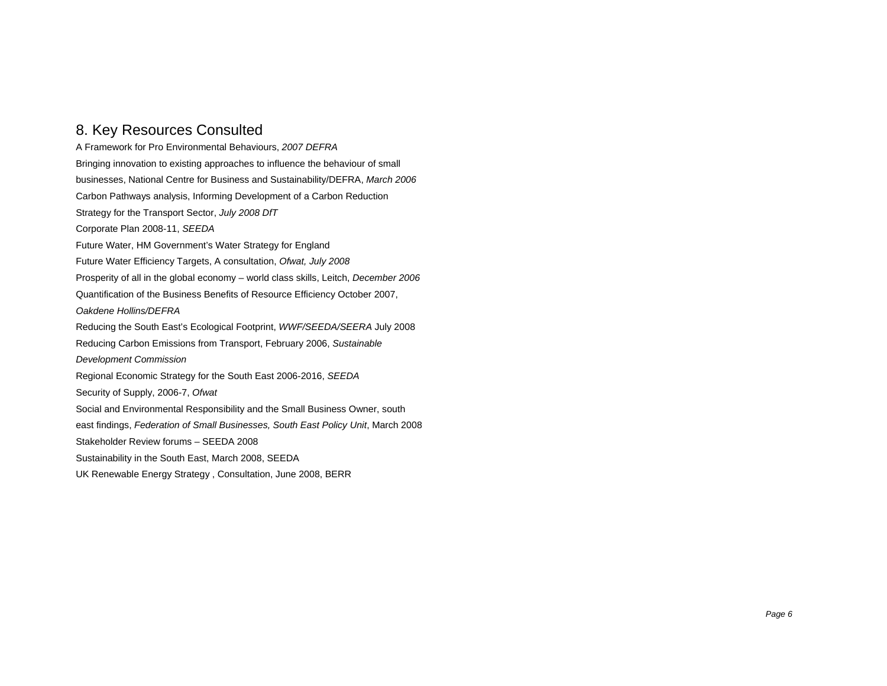## 8. Key Resources Consulted

A Framework for Pro Environmental Behaviours, *2007 DEFRA*

Bringing innovation to existing approaches to influence the behaviour of small businesses, National Centre for Business and Sustainability/DEFRA, *March 2006*

Carbon Pathways analysis, Informing Development of a Carbon Reduction Strategy for the Transport Sector, *July 2008 DfT*

Corporate Plan 2008-11, *SEEDA*

Future Water, HM Government's Water Strategy for England

Future Water Efficiency Targets, A consultation, *Ofwat, July 2008*

Prosperity of all in the global economy – world class skills, Leitch, *December 2006*

Quantification of the Business Benefits of Resource Efficiency October 2007, *Oakdene Hollins/DEFRA*

Reducing the South East's Ecological Footprint, *WWF/SEEDA/SEERA* July 2008

Reducing Carbon Emissions from Transport, February 2006, *Sustainable Development Commission*

Regional Economic Strategy for the South East 2006-2016, *SEEDA*

Security of Supply, 2006-7, *Ofwat*

Social and Environmental Responsibility and the Small Business Owner, south east findings, *Federation of Small Businesses, South East Policy Unit*, March 2008

Stakeholder Review forums – SEEDA 2008

Sustainability in the South East, March 2008, SEEDA

UK Renewable Energy Strategy , Consultation, June 2008, BERR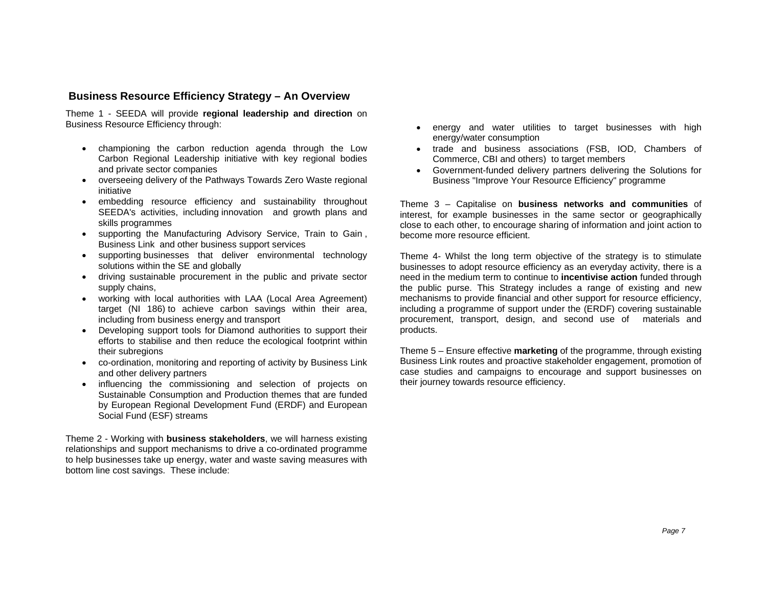## Business Resource Efficiency Strategy – An Overview

Theme 1 - SEEDA will provide **regional leadership and direction** on Business Resource Efficiency through:

- championing the carbon reduction agenda through the Low Carbon Regional Leadership initiative with key regional bodies and private sector companies
- overseeing delivery of the Pathways Towards Zero Waste regional initiative
- embedding resource efficiency and sustainability throughout SEEDA's activities, including innovation and growth plans and skills programmes
- supporting the Manufacturing Advisory Service, Train to Gain , Business Link and other business support services
- supporting businesses that deliver environmental technology solutions within the SE and globally
- driving sustainable procurement in the public and private sector supply chains,
- working with local authorities with LAA (Local Area Agreement) target (NI 186) to achieve carbon savings within their area, including from business energy and transport
- Developing support tools for Diamond authorities to support their efforts to stabilise and then reduce the ecological footprint within their subregions
- co-ordination, monitoring and reporting of activity by Business Link and other delivery partners
- influencing the commissioning and selection of projects on Sustainable Consumption and Production themes that are funded by European Regional Development Fund (ERDF) and European Social Fund (ESF) streams

Theme 2 - Working with **business stakeholders**, we will harness existing relationships and support mechanisms to drive a co-ordinated programme to help businesses take up energy, water and waste saving measures with bottom line cost savings. These include:

- energy and water utilities to target businesses with high energy/water consumption
- trade and business associations (FSB, IOD, Chambers of Commerce, CBI and others) to target members
- Government-funded delivery partners delivering the Solutions for Business "Improve Your Resource Efficiency" programme

Theme 3 – Capitalise on **business networks and communities** of interest, for example businesses in the same sector or geographically close to each other, to encourage sharing of information and joint action to become more resource efficient.

Theme 4- Whilst the long term objective of the strategy is to stimulate businesses to adopt resource efficiency as an everyday activity, there is a need in the medium term to continue to **incentivise action** funded through the public purse. This Strategy includes a range of existing and new mechanisms to provide financial and other support for resource efficiency, including a programme of support under the (ERDF) covering sustainable procurement, transport, design, and second use of materials and products.

Theme 5 – Ensure effective **marketing** of the programme, through existing Business Link routes and proactive stakeholder engagement, promotion of case studies and campaigns to encourage and support businesses on their journey towards resource efficiency.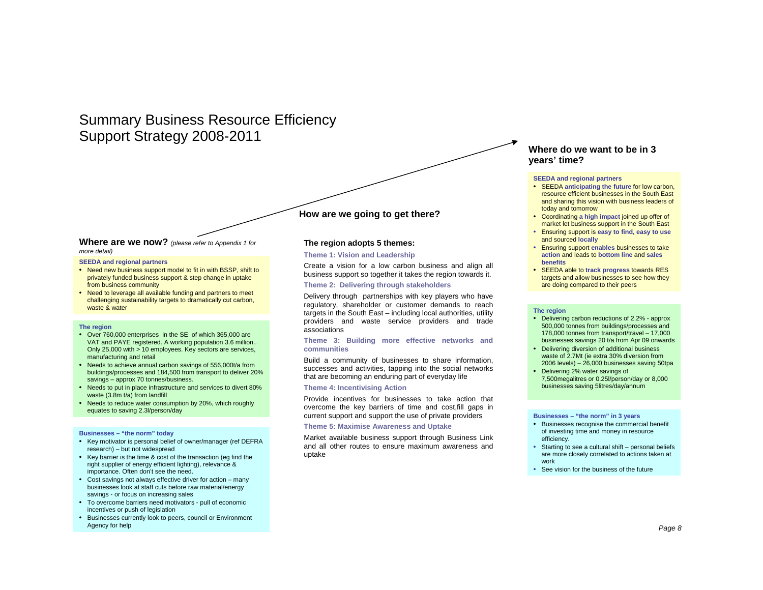# Summary Business Resource Efficiency Support Strategy 2008-2011

## Where are we now? *(please refer to Appendix 1 for more detail)*

**SEEDA and regional partners**

- Need new business support model to fit in with BSSP, shift to privately funded business support & step change in uptake from business community
- Need to leverage all available funding and partners to meet challenging sustainability targets to dramatically cut carbon, waste & water

**The region**

- Over 760,000 enterprises in the SE of which 365,000 are VAT and PAYE registered. A working population 3.6 million.. Only 25,000 with > 10 employees. Key sectors are services, manufacturing and retail
- Needs to achieve annual carbon savings of 556,000t/a from buildings/processes and 184,500 from transport to deliver 20% savings – approx 70 tonnes/business.
- Needs to put in place infrastructure and services to divert 80% waste (3.8m t/a) from landfill
- Needs to reduce water consumption by 20%, which roughly equates to saving 2.3l/person/day

**Businesses – "the norm" today**

- Key motivator is personal belief of owner/manager (ref DEFRA research) – but not widespread
- Key barrier is the time & cost of the transaction (eg find the right supplier of energy efficient lighting), relevance & importance. Often don't see the need.
- Cost savings not always effective driver for action – many businesses look at staff cuts before raw material/energy savings - or focus on increasing sales
- To overcome barriers need motivators - pull of economic incentives or push of legislation
- Businesses currently look to peers, council or Environment Agency for help

## How are we going to get there?

### The region adopts 5 themes:

**Theme 1: Vision and Leadership**

Create a vision for a low carbon business and align all business support so together it takes the region towards it.

**Theme 2: Delivering through stakeholders**

Delivery through partnerships with key players who have regulatory, shareholder or customer demands to reach targets in the South East – including local authorities, utility providers and waste service providers and trade associations

**Theme 3: Building more effective networks and communities**

Build a community of businesses to share information, successes and activities, tapping into the social networks that are becoming an enduring part of everyday life

**Theme 4: Incentivising Action**

Provide incentives for businesses to take action that overcome the key barriers of time and cost,fill gaps in current support and support the use of private providers

**Theme 5: Maximise Awareness and Uptake**

Market available business support through Business Link and all other routes to ensure maximum awareness and uptake

## Where do we want to be in 3 years' time?

**SEEDA and regional partners**

- SEEDA **anticipating the future** for low carbon, resource efficient businesses in the South East and sharing this vision with business leaders of today and tomorrow
- Coordinating **a high impact** joined up offer of market let business support in the South East
- Ensuring support is **easy to find, easy to use** and sourced **locally**
- Ensuring support **enables** businesses to take **action** and leads to **bottom line** and **sales benefits**
- SEEDA able to **track progress** towards RES targets and allow businesses to see how they are doing compared to their peers

**The region**

- Delivering carbon reductions of 2.2% - approx 500,000 tonnes from buildings/processes and 178,000 tonnes from transport/travel – 17,000 businesses savings 20 t/a from Apr 09 onwards
- Delivering diversion of additional business waste of 2.7Mt (ie extra 30% diversion from 2006 levels) – 26,000 businesses saving 50tpa
- Delivering 2% water savings of 7,500megalitres or 0.25l/person/day or 8,000 businesses saving 5litres/day/annum

**Businesses – "the norm" in 3 years**

- Businesses recognise the commercial benefit of investing time and money in resource efficiency.
- Starting to see a cultural shift – personal beliefs are more closely correlated to actions taken at work
- See vision for the business of the future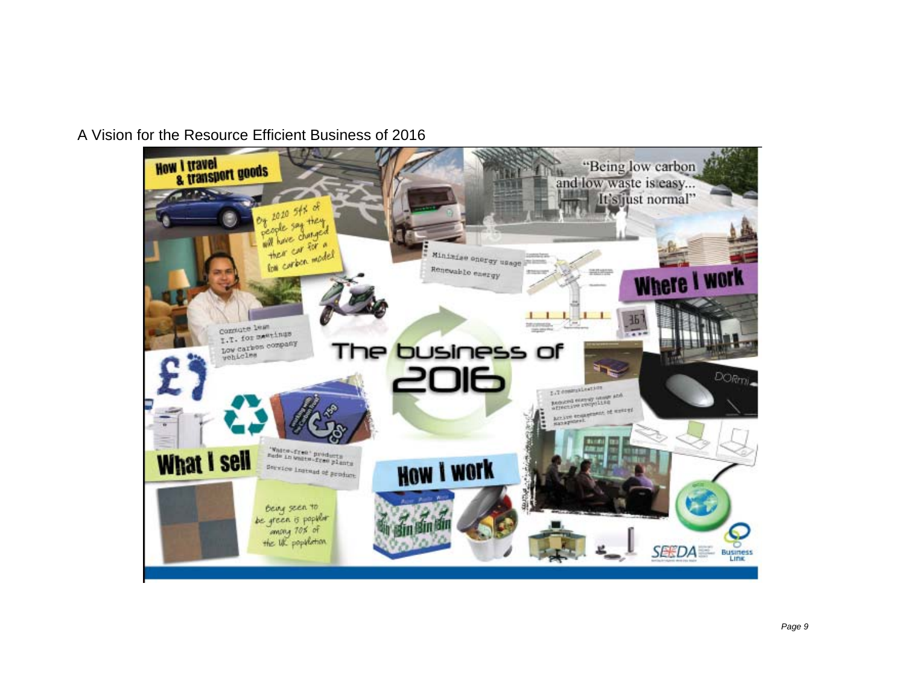A Vision for the Resource Efficient Business of 2016

How I travel & transport goods

By 2020 54% of people say they will have changed their car for a low carbon model

Commute less
I.T. for meetings
Low carbon company vehicles

Minimise energy usage
Renewable energy

"Being low carbon and low waste is easy... It's just normal"

Where I work

The business of 2016

I.T communication
Reduced energy usage and effective recycling
Active engagement of energy management

What I sell

'Waste-free' products made in waste-free plants
Service instead of product

Being seen to be green is popular among 70% of the UK population

How I work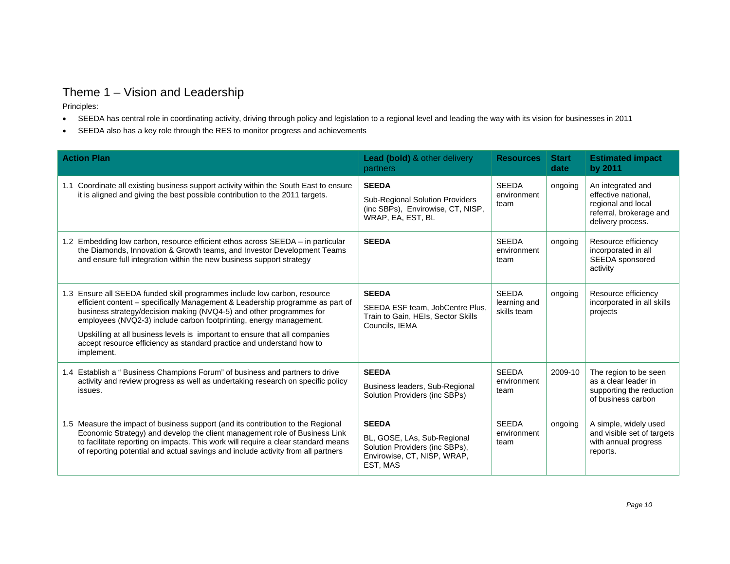## Theme 1 – Vision and Leadership

Principles:

- SEEDA has central role in coordinating activity, driving through policy and legislation to a regional level and leading the way with its vision for businesses in 2011
- SEEDA also has a key role through the RES to monitor progress and achievements

| Action Plan | Lead (bold) & other delivery partners | Resources | Start date | Estimated impact by 2011 |
|---|---|---|---|---|
| 1.1 Coordinate all existing business support activity within the South East to ensure it is aligned and giving the best possible contribution to the 2011 targets. | **SEEDA**<br>Sub-Regional Solution Providers (inc SBPs), Envirowise, CT, NISP, WRAP, EA, EST, BL | SEEDA environment team | ongoing | An integrated and effective national, regional and local referral, brokerage and delivery process. |
| 1.2 Embedding low carbon, resource efficient ethos across SEEDA – in particular the Diamonds, Innovation & Growth teams, and Investor Development Teams and ensure full integration within the new business support strategy | **SEEDA** | SEEDA environment team | ongoing | Resource efficiency incorporated in all SEEDA sponsored activity |
| 1.3 Ensure all SEEDA funded skill programmes include low carbon, resource efficient content – specifically Management & Leadership programme as part of business strategy/decision making (NVQ4-5) and other programmes for employees (NVQ2-3) include carbon footprinting, energy management.<br>Upskilling at all business levels is important to ensure that all companies accept resource efficiency as standard practice and understand how to implement. | **SEEDA**<br>SEEDA ESF team, JobCentre Plus, Train to Gain, HEIs, Sector Skills Councils, IEMA | SEEDA learning and skills team | ongoing | Resource efficiency incorporated in all skills projects |
| 1.4 Establish a " Business Champions Forum" of business and partners to drive activity and review progress as well as undertaking research on specific policy issues. | **SEEDA**<br>Business leaders, Sub-Regional Solution Providers (inc SBPs) | SEEDA environment team | 2009-10 | The region to be seen as a clear leader in supporting the reduction of business carbon |
| 1.5 Measure the impact of business support (and its contribution to the Regional Economic Strategy) and develop the client management role of Business Link to facilitate reporting on impacts. This work will require a clear standard means of reporting potential and actual savings and include activity from all partners | **SEEDA**<br>BL, GOSE, LAs, Sub-Regional Solution Providers (inc SBPs), Envirowise, CT, NISP, WRAP, EST, MAS | SEEDA environment team | ongoing | A simple, widely used and visible set of targets with annual progress reports. |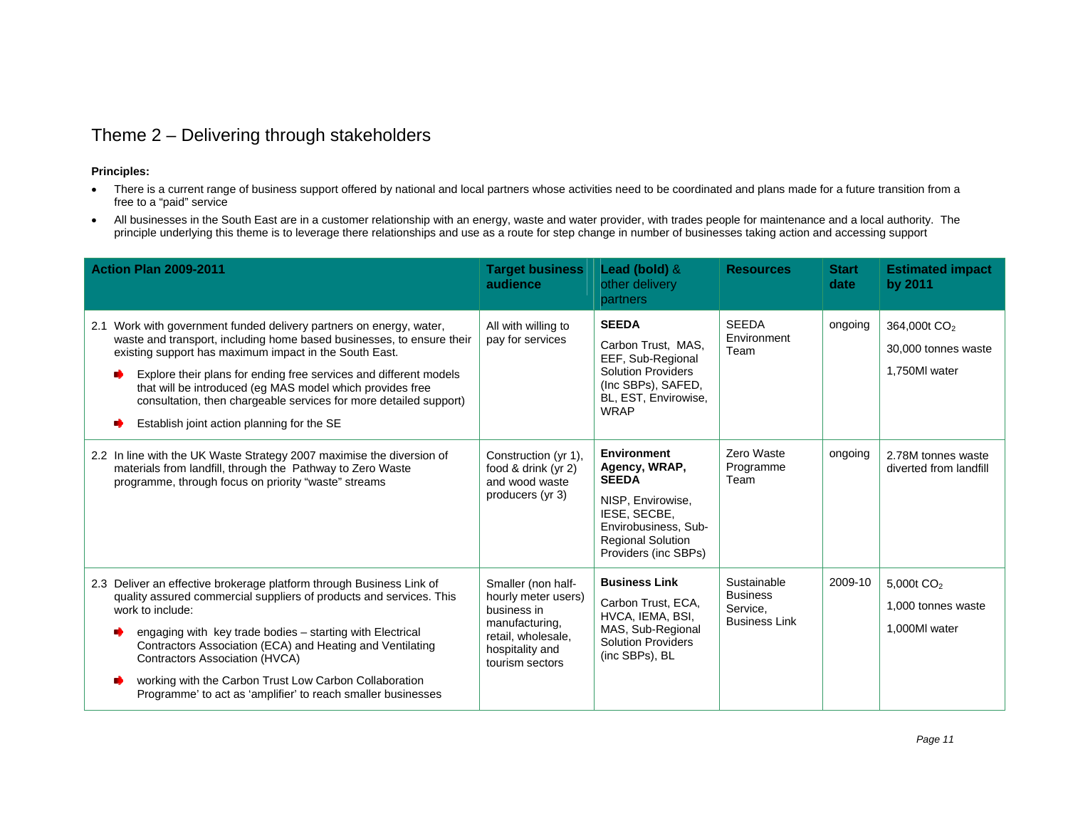## Theme 2 – Delivering through stakeholders

**Principles:**

- There is a current range of business support offered by national and local partners whose activities need to be coordinated and plans made for a future transition from a free to a "paid" service
- All businesses in the South East are in a customer relationship with an energy, waste and water provider, with trades people for maintenance and a local authority. The principle underlying this theme is to leverage there relationships and use as a route for step change in number of businesses taking action and accessing support

| Action Plan 2009-2011 | Target business audience | Lead (bold) & other delivery partners | Resources | Start date | Estimated impact by 2011 |
|---|---|---|---|---|---|
| 2.1 Work with government funded delivery partners on energy, water, waste and transport, including home based businesses, to ensure their existing support has maximum impact in the South East.<br>➡ Explore their plans for ending free services and different models that will be introduced (eg MAS model which provides free consultation, then chargeable services for more detailed support)<br>➡ Establish joint action planning for the SE | All with willing to pay for services | **SEEDA**<br>Carbon Trust, MAS, EEF, Sub-Regional Solution Providers (Inc SBPs), SAFED, BL, EST, Envirowise, WRAP | SEEDA Environment Team | ongoing | 364,000t $CO_2$<br>30,000 tonnes waste<br>1,750Ml water |
| 2.2 In line with the UK Waste Strategy 2007 maximise the diversion of materials from landfill, through the Pathway to Zero Waste programme, through focus on priority "waste" streams | Construction (yr 1), food & drink (yr 2) and wood waste producers (yr 3) | **Environment Agency, WRAP, SEEDA**<br>NISP, Envirowise, IESE, SECBE, Envirobusiness, Sub-Regional Solution Providers (inc SBPs) | Zero Waste Programme Team | ongoing | 2.78M tonnes waste diverted from landfill |
| 2.3 Deliver an effective brokerage platform through Business Link of quality assured commercial suppliers of products and services. This work to include:<br>➡ engaging with key trade bodies – starting with Electrical Contractors Association (ECA) and Heating and Ventilating Contractors Association (HVCA)<br>➡ working with the Carbon Trust Low Carbon Collaboration Programme' to act as 'amplifier' to reach smaller businesses | Smaller (non half-hourly meter users) business in manufacturing, retail, wholesale, hospitality and tourism sectors | **Business Link**<br>Carbon Trust, ECA, HVCA, IEMA, BSI, MAS, Sub-Regional Solution Providers (inc SBPs), BL | Sustainable Business Service, Business Link | 2009-10 | 5,000t $CO_2$<br>1,000 tonnes waste<br>1,000Ml water |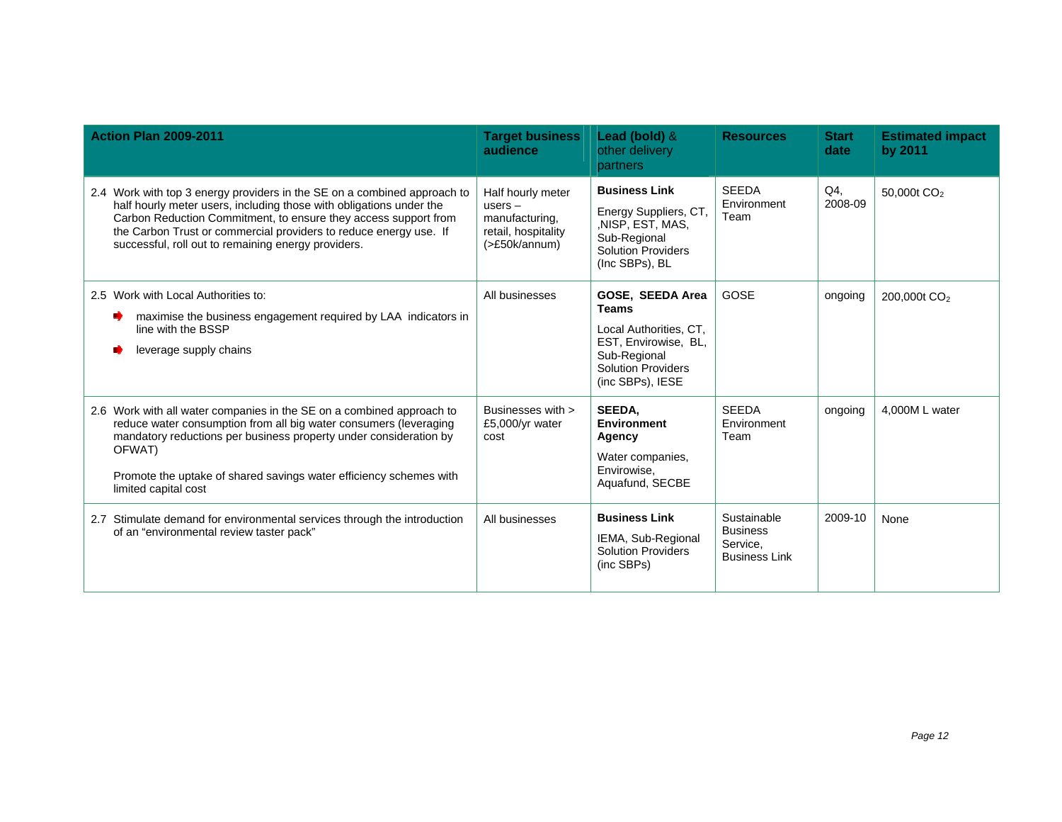| Action Plan 2009-2011 | Target business audience | **Lead (bold)** & other delivery partners | Resources | Start date | Estimated impact by 2011 |
| --- | --- | --- | --- | --- | --- |
| 2.4 Work with top 3 energy providers in the SE on a combined approach to half hourly meter users, including those with obligations under the Carbon Reduction Commitment, to ensure they access support from the Carbon Trust or commercial providers to reduce energy use. If successful, roll out to remaining energy providers. | Half hourly meter users – manufacturing, retail, hospitality (>£50k/annum) | **Business Link**<br><br>Energy Suppliers, CT, ,NISP, EST, MAS, Sub-Regional Solution Providers (Inc SBPs), BL | SEEDA Environment Team | Q4, 2008-09 | 50,000t $CO_2$ |
| 2.5 Work with Local Authorities to:<br>• maximise the business engagement required by LAA indicators in line with the BSSP<br>• leverage supply chains | All businesses | **GOSE, SEEDA Area Teams**<br><br>Local Authorities, CT, EST, Envirowise, BL, Sub-Regional Solution Providers (inc SBPs), IESE | GOSE | ongoing | 200,000t $CO_2$ |
| 2.6 Work with all water companies in the SE on a combined approach to reduce water consumption from all big water consumers (leveraging mandatory reductions per business property under consideration by OFWAT)<br><br>Promote the uptake of shared savings water efficiency schemes with limited capital cost | Businesses with > £5,000/yr water cost | **SEEDA, Environment Agency**<br><br>Water companies, Envirowise, Aquafund, SECBE | SEEDA Environment Team | ongoing | 4,000M L water |
| 2.7 Stimulate demand for environmental services through the introduction of an "environmental review taster pack" | All businesses | **Business Link**<br><br>IEMA, Sub-Regional Solution Providers (inc SBPs) | Sustainable Business Service, Business Link | 2009-10 | None |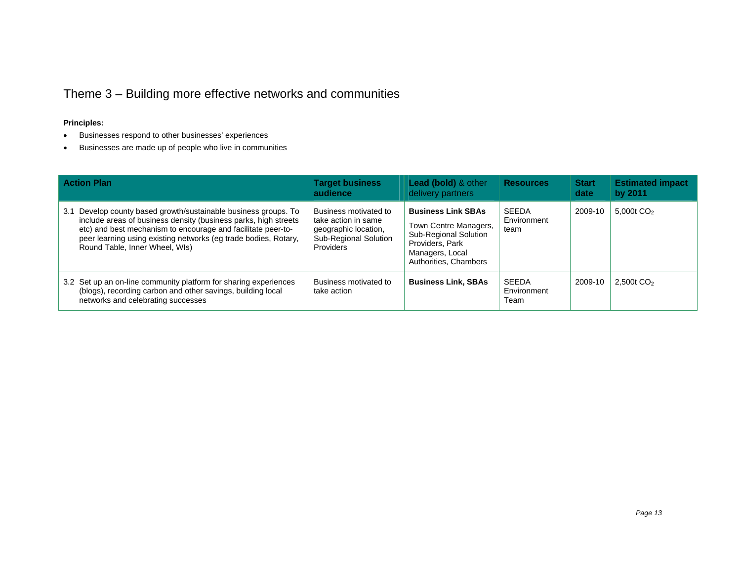# Theme 3 – Building more effective networks and communities

**Principles:**

- Businesses respond to other businesses' experiences
- Businesses are made up of people who live in communities

| Action Plan | Target business audience | Lead (bold) & other delivery partners | Resources | Start date | Estimated impact by 2011 |
|---|---|---|---|---|---|
| 3.1 Develop county based growth/sustainable business groups. To include areas of business density (business parks, high streets etc) and best mechanism to encourage and facilitate peer-to-peer learning using existing networks (eg trade bodies, Rotary, Round Table, Inner Wheel, WIs) | Business motivated to take action in same geographic location, Sub-Regional Solution Providers | **Business Link SBAs** Town Centre Managers, Sub-Regional Solution Providers, Park Managers, Local Authorities, Chambers | SEEDA Environment team | 2009-10 | 5,000t $CO_2$ |
| 3.2 Set up an on-line community platform for sharing experiences (blogs), recording carbon and other savings, building local networks and celebrating successes | Business motivated to take action | **Business Link, SBAs** | SEEDA Environment Team | 2009-10 | 2,500t $CO_2$ |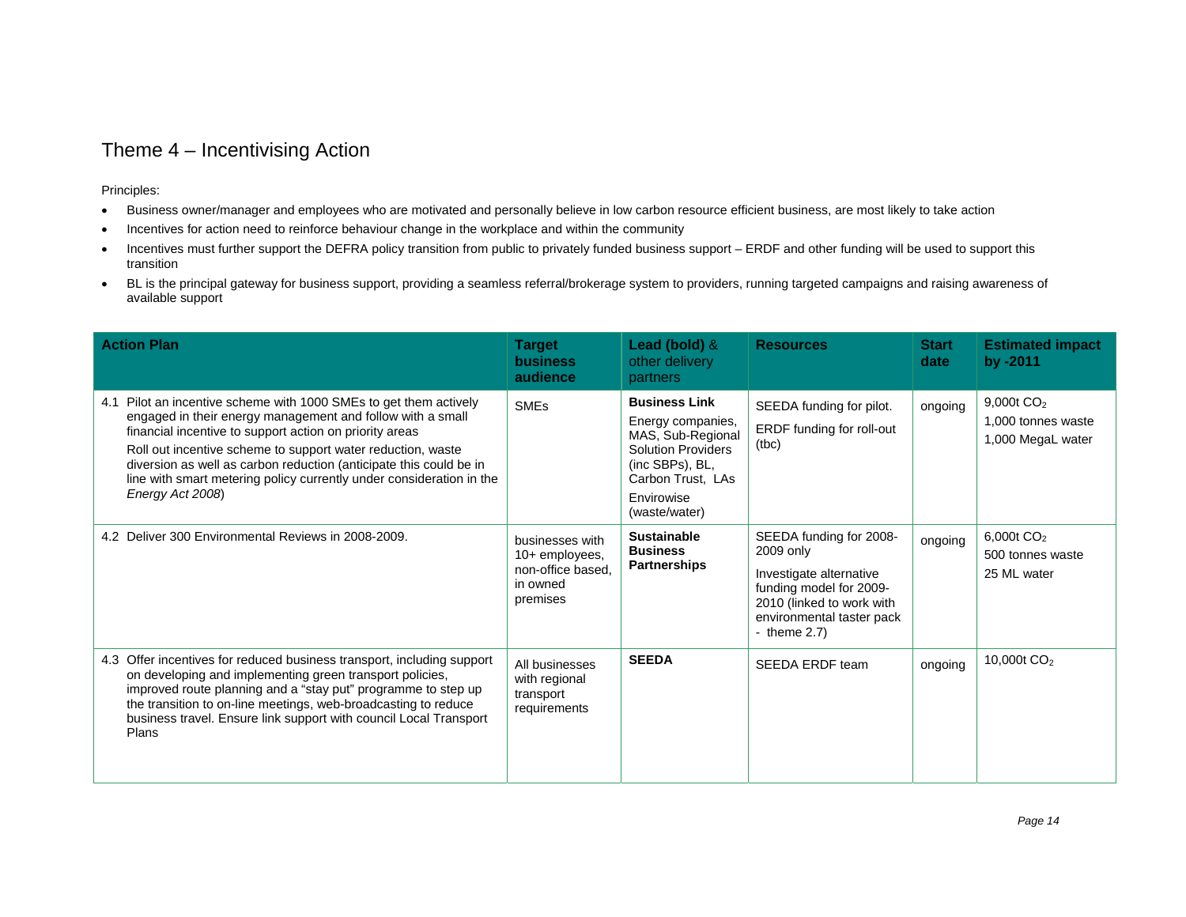# Theme 4 – Incentivising Action

Principles:

- Business owner/manager and employees who are motivated and personally believe in low carbon resource efficient business, are most likely to take action
- Incentives for action need to reinforce behaviour change in the workplace and within the community
- Incentives must further support the DEFRA policy transition from public to privately funded business support – ERDF and other funding will be used to support this transition
- BL is the principal gateway for business support, providing a seamless referral/brokerage system to providers, running targeted campaigns and raising awareness of available support

| Action Plan | Target business audience | Lead (bold) & other delivery partners | Resources | Start date | Estimated impact by -2011 |
|---|---|---|---|---|---|
| 4.1 Pilot an incentive scheme with 1000 SMEs to get them actively engaged in their energy management and follow with a small financial incentive to support action on priority areas<br>Roll out incentive scheme to support water reduction, waste diversion as well as carbon reduction (anticipate this could be in line with smart metering policy currently under consideration in the *Energy Act 2008*) | SMEs | **Business Link**<br>Energy companies, MAS, Sub-Regional Solution Providers (inc SBPs), BL, Carbon Trust, LAs<br>Envirowise (waste/water) | SEEDA funding for pilot.<br>ERDF funding for roll-out (tbc) | ongoing | 9,000t $CO_2$<br>1,000 tonnes waste<br>1,000 MegaL water |
| 4.2 Deliver 300 Environmental Reviews in 2008-2009. | businesses with 10+ employees, non-office based, in owned premises | **Sustainable Business Partnerships** | SEEDA funding for 2008-2009 only<br>Investigate alternative funding model for 2009-2010 (linked to work with environmental taster pack - theme 2.7) | ongoing | 6,000t $CO_2$<br>500 tonnes waste<br>25 ML water |
| 4.3 Offer incentives for reduced business transport, including support on developing and implementing green transport policies, improved route planning and a "stay put" programme to step up the transition to on-line meetings, web-broadcasting to reduce business travel. Ensure link support with council Local Transport Plans | All businesses with regional transport requirements | **SEEDA** | SEEDA ERDF team | ongoing | 10,000t $CO_2$ |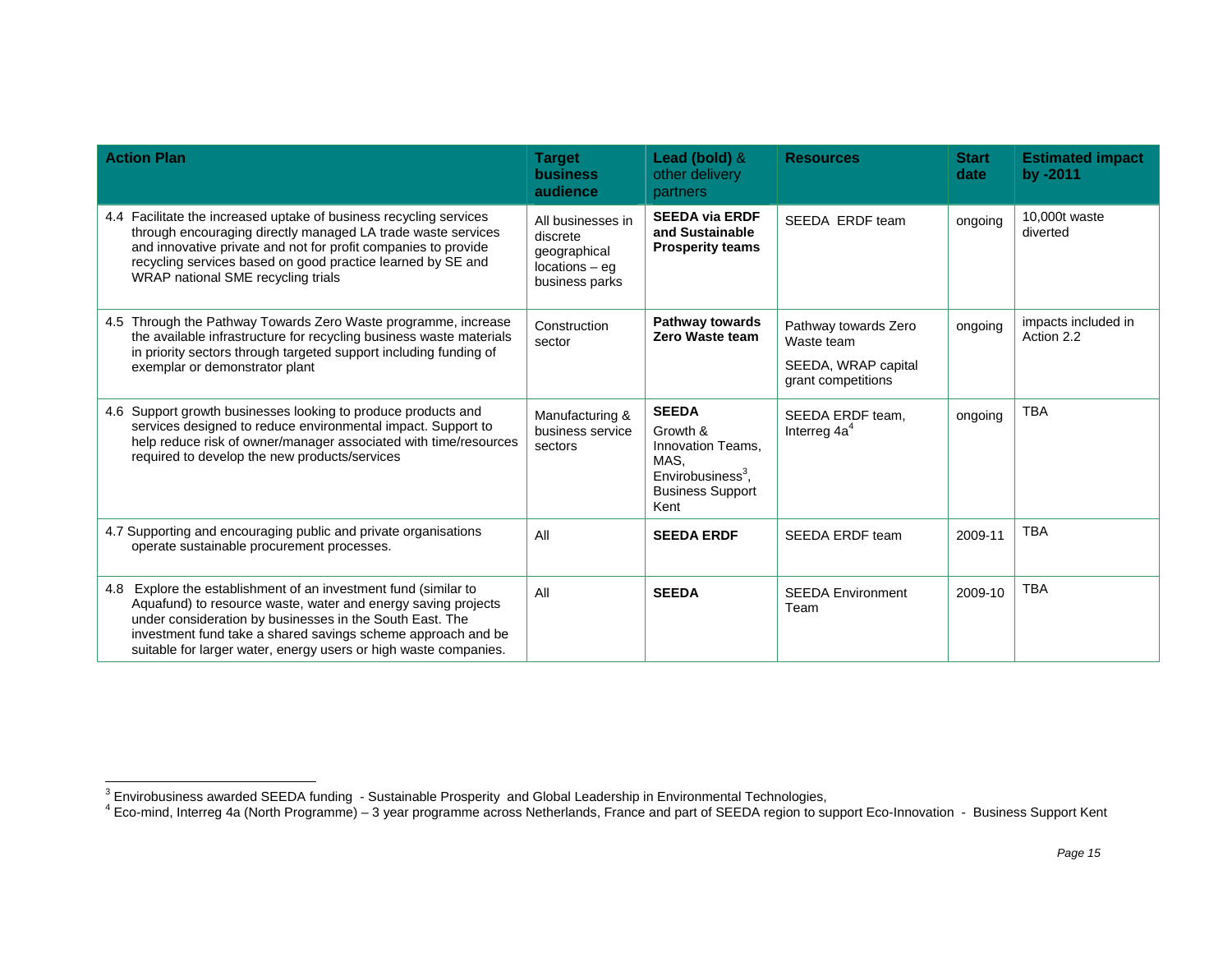| Action Plan | Target business audience | Lead (bold) & other delivery partners | Resources | Start date | Estimated impact by -2011 |
|---|---|---|---|---|---|
| 4.4 Facilitate the increased uptake of business recycling services through encouraging directly managed LA trade waste services and innovative private and not for profit companies to provide recycling services based on good practice learned by SE and WRAP national SME recycling trials | All businesses in discrete geographical locations – eg business parks | **SEEDA via ERDF and Sustainable Prosperity teams** | SEEDA ERDF team | ongoing | 10,000t waste diverted |
| 4.5 Through the Pathway Towards Zero Waste programme, increase the available infrastructure for recycling business waste materials in priority sectors through targeted support including funding of exemplar or demonstrator plant | Construction sector | **Pathway towards Zero Waste team** | Pathway towards Zero Waste team<br><br>SEEDA, WRAP capital grant competitions | ongoing | impacts included in Action 2.2 |
| 4.6 Support growth businesses looking to produce products and services designed to reduce environmental impact. Support to help reduce risk of owner/manager associated with time/resources required to develop the new products/services | Manufacturing & business service sectors | **SEEDA** Growth & Innovation Teams, MAS, Envirobusiness[3], Business Support Kent | SEEDA ERDF team, Interreg 4a[4] | ongoing | TBA |
| 4.7 Supporting and encouraging public and private organisations operate sustainable procurement processes. | All | **SEEDA ERDF** | SEEDA ERDF team | 2009-11 | TBA |
| 4.8 Explore the establishment of an investment fund (similar to Aquafund) to resource waste, water and energy saving projects under consideration by businesses in the South East. The investment fund take a shared savings scheme approach and be suitable for larger water, energy users or high waste companies. | All | **SEEDA** | SEEDA Environment Team | 2009-10 | TBA |

[3] Envirobusiness awarded SEEDA funding - Sustainable Prosperity and Global Leadership in Environmental Technologies,

[4] Eco-mind, Interreg 4a (North Programme) – 3 year programme across Netherlands, France and part of SEEDA region to support Eco-Innovation - Business Support Kent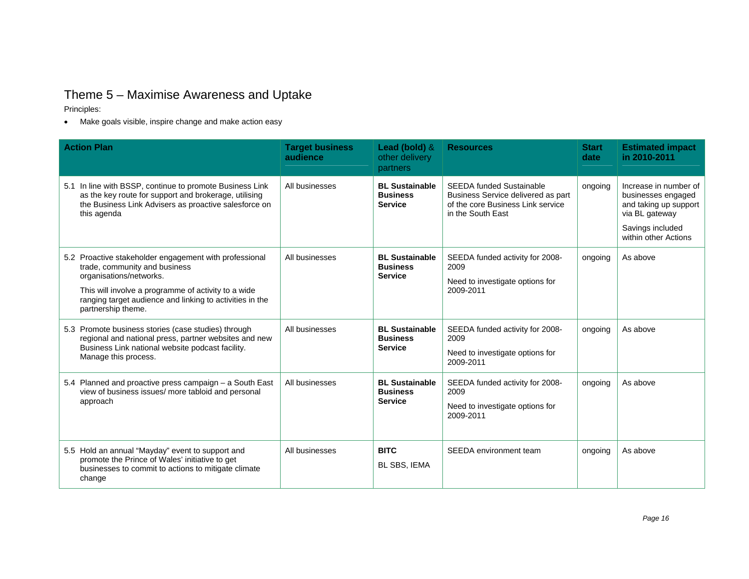## Theme 5 – Maximise Awareness and Uptake

Principles:

- Make goals visible, inspire change and make action easy

| Action Plan | Target business audience | Lead (bold) & other delivery partners | Resources | Start date | Estimated impact in 2010-2011 |
|---|---|---|---|---|---|
| 5.1 In line with BSSP, continue to promote Business Link as the key route for support and brokerage, utilising the Business Link Advisers as proactive salesforce on this agenda | All businesses | **BL Sustainable Business Service** | SEEDA funded Sustainable Business Service delivered as part of the core Business Link service in the South East | ongoing | Increase in number of businesses engaged and taking up support via BL gateway<br><br>Savings included within other Actions |
| 5.2 Proactive stakeholder engagement with professional trade, community and business organisations/networks.<br><br>This will involve a programme of activity to a wide ranging target audience and linking to activities in the partnership theme. | All businesses | **BL Sustainable Business Service** | SEEDA funded activity for 2008-2009<br><br>Need to investigate options for 2009-2011 | ongoing | As above |
| 5.3 Promote business stories (case studies) through regional and national press, partner websites and new Business Link national website podcast facility. Manage this process. | All businesses | **BL Sustainable Business Service** | SEEDA funded activity for 2008-2009<br><br>Need to investigate options for 2009-2011 | ongoing | As above |
| 5.4 Planned and proactive press campaign – a South East view of business issues/ more tabloid and personal approach | All businesses | **BL Sustainable Business Service** | SEEDA funded activity for 2008-2009<br><br>Need to investigate options for 2009-2011 | ongoing | As above |
| 5.5 Hold an annual "Mayday" event to support and promote the Prince of Wales' initiative to get businesses to commit to actions to mitigate climate change | All businesses | **BITC**<br><br>BL SBS, IEMA | SEEDA environment team | ongoing | As above |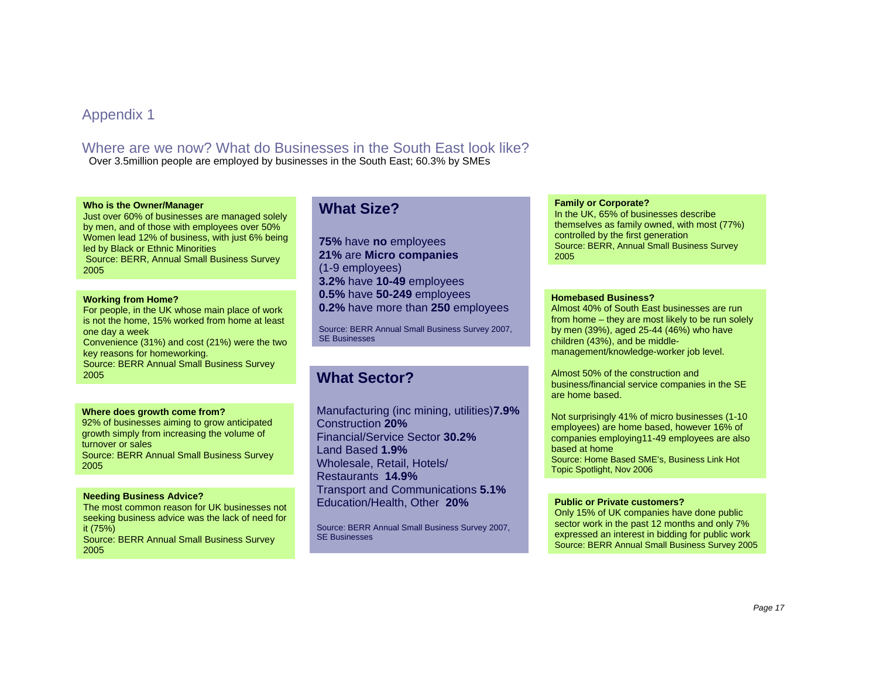# Appendix 1

## Where are we now? What do Businesses in the South East look like?

Over 3.5million people are employed by businesses in the South East; 60.3% by SMEs

**Who is the Owner/Manager**

Just over 60% of businesses are managed solely by men, and of those with employees over 50% Women lead 12% of business, with just 6% being led by Black or Ethnic Minorities

Source: BERR, Annual Small Business Survey 2005

**Working from Home?**

For people, in the UK whose main place of work is not the home, 15% worked from home at least one day a week

Convenience (31%) and cost (21%) were the two key reasons for homeworking.

Source: BERR Annual Small Business Survey 2005

**Where does growth come from?**

92% of businesses aiming to grow anticipated growth simply from increasing the volume of turnover or sales

Source: BERR Annual Small Business Survey 2005

**Needing Business Advice?**

The most common reason for UK businesses not seeking business advice was the lack of need for it (75%)

Source: BERR Annual Small Business Survey 2005

### What Size?

**75%** have **no** employees
**21%** are **Micro companies** (1-9 employees)
**3.2%** have **10-49** employees
**0.5%** have **50-249** employees
**0.2%** have more than **250** employees

Source: BERR Annual Small Business Survey 2007, SE Businesses

### What Sector?

Manufacturing (inc mining, utilities) **7.9%**
Construction **20%**
Financial/Service Sector **30.2%**
Land Based **1.9%**
Wholesale, Retail, Hotels/ Restaurants **14.9%**
Transport and Communications **5.1%**
Education/Health, Other **20%**

Source: BERR Annual Small Business Survey 2007, SE Businesses

**Family or Corporate?**

In the UK, 65% of businesses describe themselves as family owned, with most (77%) controlled by the first generation

Source: BERR, Annual Small Business Survey 2005

**Homebased Business?**

Almost 40% of South East businesses are run from home – they are most likely to be run solely by men (39%), aged 25-44 (46%) who have children (43%), and be middle-management/knowledge-worker job level.

Almost 50% of the construction and business/financial service companies in the SE are home based.

Not surprisingly 41% of micro businesses (1-10 employees) are home based, however 16% of companies employing11-49 employees are also based at home

Source: Home Based SME's, Business Link Hot Topic Spotlight, Nov 2006

**Public or Private customers?**

Only 15% of UK companies have done public sector work in the past 12 months and only 7% expressed an interest in bidding for public work

Source: BERR Annual Small Business Survey 2005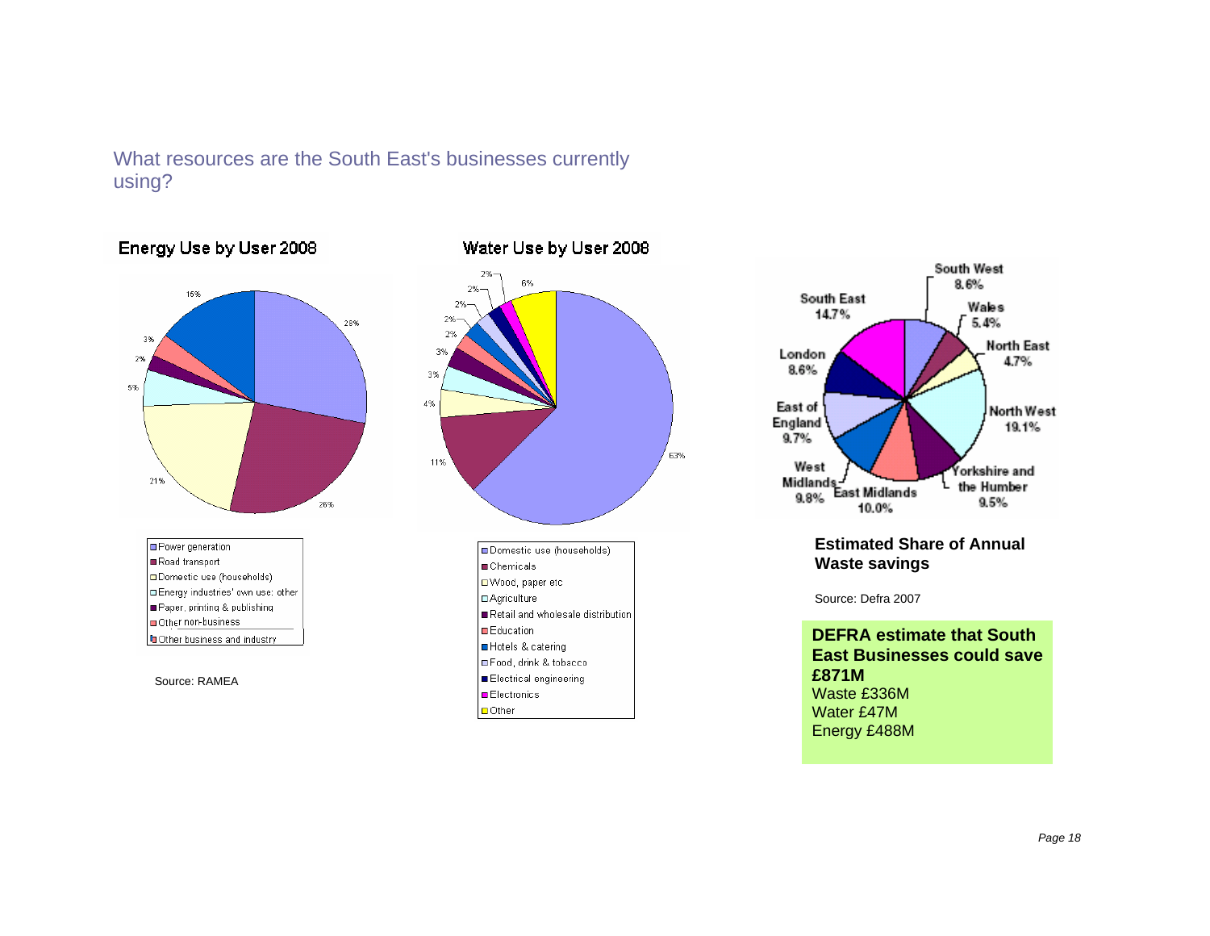## What resources are the South East's businesses currently using?

Energy Use by User 2008

15%
28%
3%
2%
5%
21%
26%

- Power generation
- Road transport
- Domestic use (households)
- Energy industries' own use: other
- Paper, printing & publishing
- Other non-business
- Other business and industry

Source: RAMEA

Water Use by User 2008

2%
2%
2%
2%
2%
3%
3%
4%
11%
6%
63%

- Domestic use (households)
- Chemicals
- Wood, paper etc
- Agriculture
- Retail and wholesale distribution
- Education
- Hotels & catering
- Food, drink & tobacco
- Electrical engineering
- Electronics
- Other

South West 8.6%
South East 14.7%
Wales 5.4%
North East 4.7%
London 8.6%
North West 19.1%
East of England 9.7%
West Midlands 9.8%
East Midlands 10.0%
Yorkshire and the Humber 9.5%

**Estimated Share of Annual Waste savings**

Source: Defra 2007

**DEFRA estimate that South East Businesses could save £871M**
Waste £336M
Water £47M
Energy £488M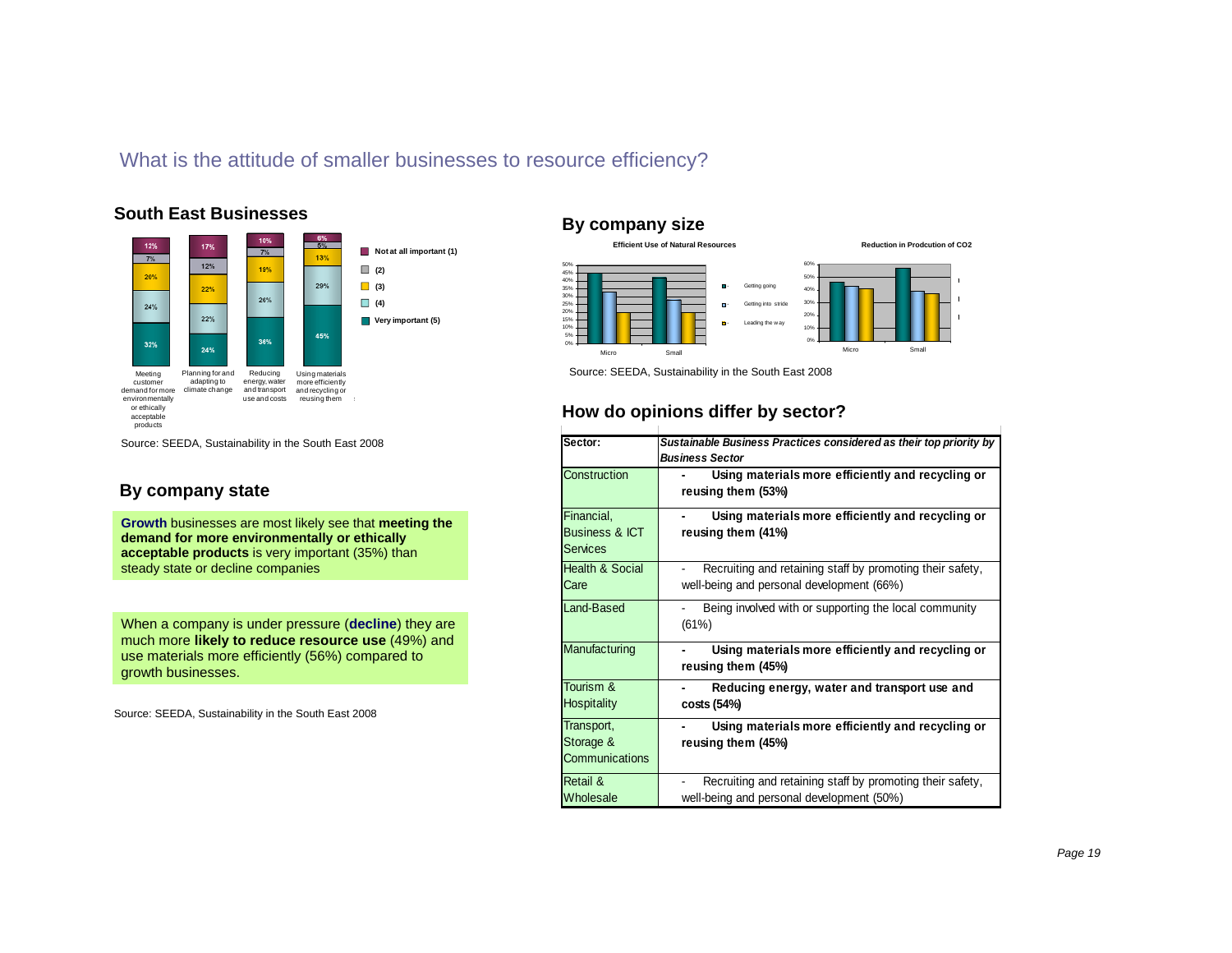# What is the attitude of smaller businesses to resource efficiency?

## South East Businesses

12%
7%
26%
24%
32%

17%
12%
22%
22%
24%

16%
7%
18%
26%
36%

6%
5%
13%
29%
45%

Not at all important (1)
(2)
(3)
(4)
Very important (5)

Meeting customer demand for more environmentally or ethically acceptable products

Planning for and adapting to climate change

Reducing energy, water and transport use and costs

Using materials more efficiently and recycling or reusing them

Source: SEEDA, Sustainability in the South East 2008

## By company state

**Growth** businesses are most likely see that **meeting the demand for more environmentally or ethically acceptable products** is very important (35%) than steady state or decline companies

When a company is under pressure (**decline**) they are much more **likely to reduce resource use** (49%) and use materials more efficiently (56%) compared to growth businesses.

Source: SEEDA, Sustainability in the South East 2008

## By company size

Efficient Use of Natural Resources

50%
45%
40%
35%
30%
25%
20%
15%
10%
5%
0%

Micro
Small

Getting going
Getting into stride
Leading the way

Reduction in Prodcution of CO2

60%
50%
40%
30%
20%
10%
0%

Micro
Small

Source: SEEDA, Sustainability in the South East 2008

## How do opinions differ by sector?

| Sector: | *Sustainable Business Practices considered as their top priority by Business Sector* |
|---|---|
| Construction | **- Using materials more efficiently and recycling or reusing them (53%)** |
| Financial, Business & ICT Services | **- Using materials more efficiently and recycling or reusing them (41%)** |
| Health & Social Care | - Recruiting and retaining staff by promoting their safety, well-being and personal development (66%) |
| Land-Based | - Being involved with or supporting the local community (61%) |
| Manufacturing | **- Using materials more efficiently and recycling or reusing them (45%)** |
| Tourism & Hospitality | **- Reducing energy, water and transport use and costs (54%)** |
| Transport, Storage & Communications | **- Using materials more efficiently and recycling or reusing them (45%)** |
| Retail & Wholesale | - Recruiting and retaining staff by promoting their safety, well-being and personal development (50%) |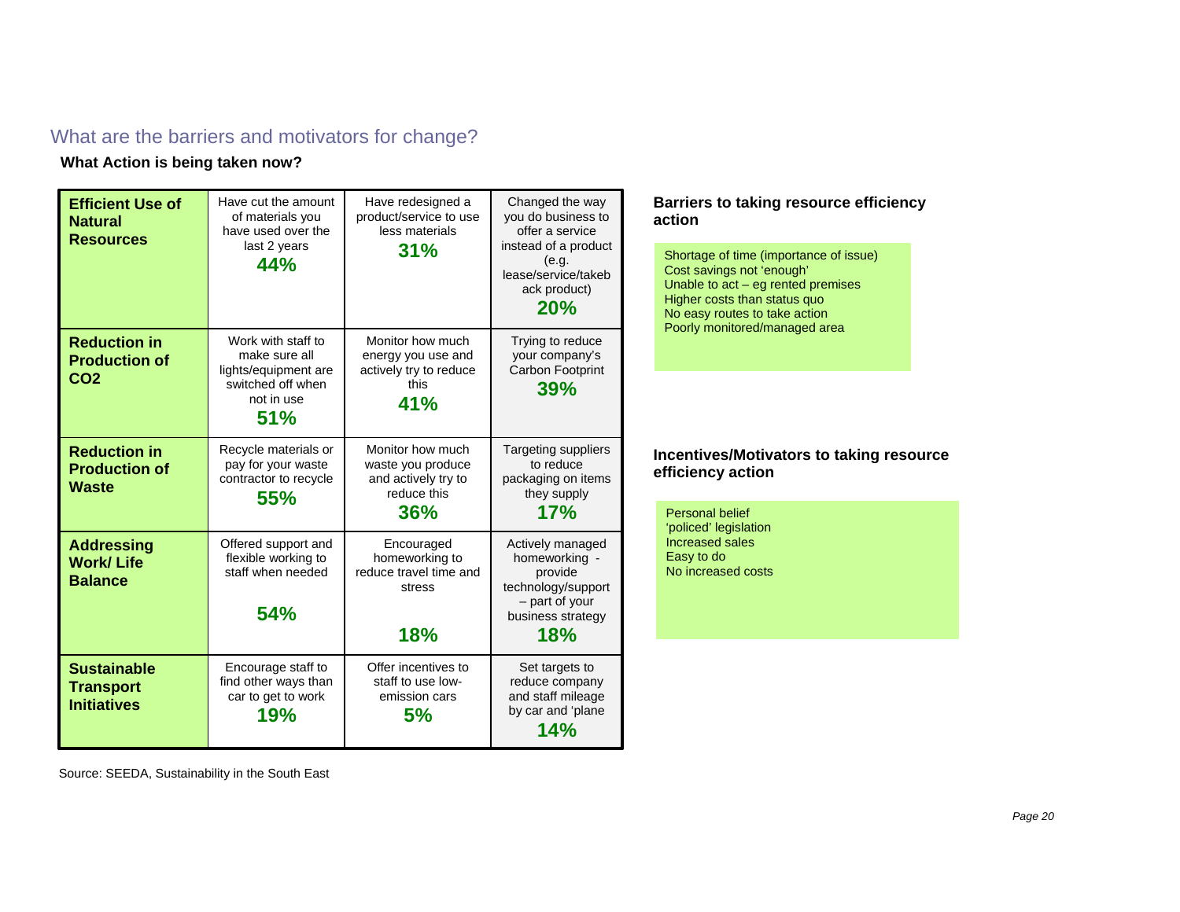## What are the barriers and motivators for change?

**What Action is being taken now?**

| | | | |
|---|---|---|---|
| **Efficient Use of Natural Resources** | Have cut the amount of materials you have used over the last 2 years **44%** | Have redesigned a product/service to use less materials **31%** | Changed the way you do business to offer a service instead of a product (e.g. lease/service/takeback product) **20%** |
| **Reduction in Production of $CO_2$** | Work with staff to make sure all lights/equipment are switched off when not in use **51%** | Monitor how much energy you use and actively try to reduce this **41%** | Trying to reduce your company's Carbon Footprint **39%** |
| **Reduction in Production of Waste** | Recycle materials or pay for your waste contractor to recycle **55%** | Monitor how much waste you produce and actively try to reduce this **36%** | Targeting suppliers to reduce packaging on items they supply **17%** |
| **Addressing Work/ Life Balance** | Offered support and flexible working to staff when needed **54%** | Encouraged homeworking to reduce travel time and stress **18%** | Actively managed homeworking - provide technology/support – part of your business strategy **18%** |
| **Sustainable Transport Initiatives** | Encourage staff to find other ways than car to get to work **19%** | Offer incentives to staff to use low-emission cars **5%** | Set targets to reduce company and staff mileage by car and 'plane **14%** |

Source: SEEDA, Sustainability in the South East

**Barriers to taking resource efficiency action**

Shortage of time (importance of issue)
Cost savings not 'enough'
Unable to act – eg rented premises
Higher costs than status quo
No easy routes to take action
Poorly monitored/managed area

**Incentives/Motivators to taking resource efficiency action**

Personal belief
'policed' legislation
Increased sales
Easy to do
No increased costs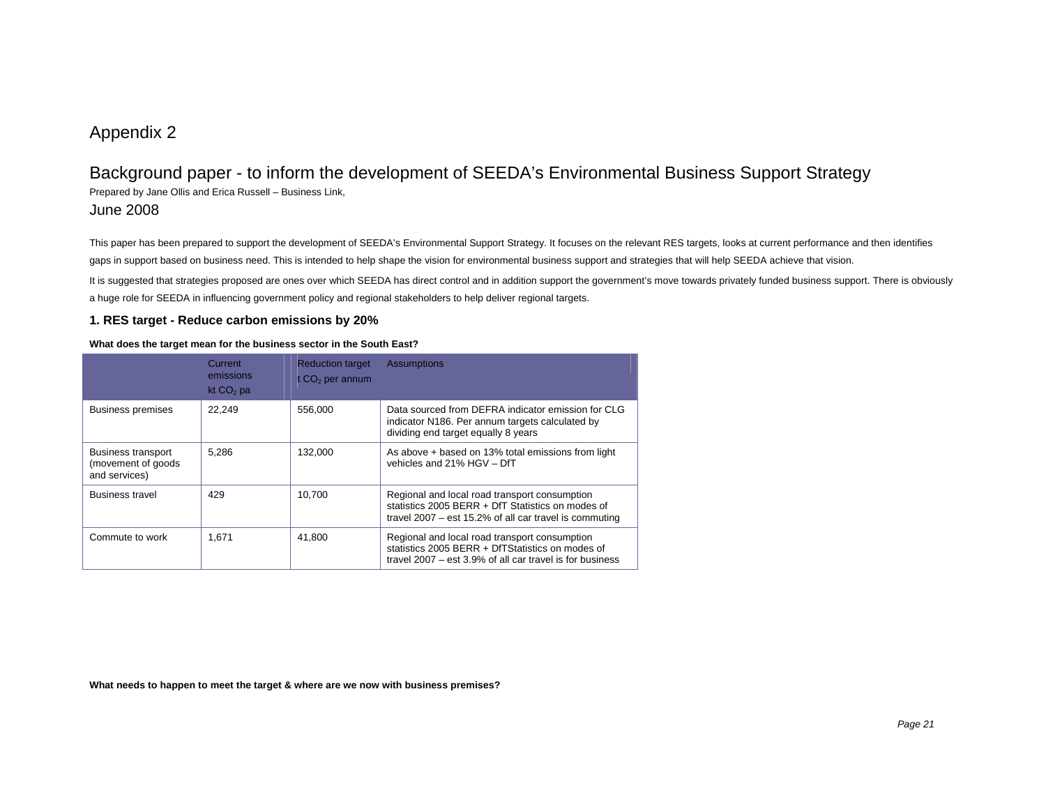# Appendix 2

## Background paper - to inform the development of SEEDA's Environmental Business Support Strategy

Prepared by Jane Ollis and Erica Russell – Business Link,

June 2008

This paper has been prepared to support the development of SEEDA's Environmental Support Strategy. It focuses on the relevant RES targets, looks at current performance and then identifies gaps in support based on business need. This is intended to help shape the vision for environmental business support and strategies that will help SEEDA achieve that vision.

It is suggested that strategies proposed are ones over which SEEDA has direct control and in addition support the government's move towards privately funded business support. There is obviously a huge role for SEEDA in influencing government policy and regional stakeholders to help deliver regional targets.

### 1. RES target - Reduce carbon emissions by 20%

**What does the target mean for the business sector in the South East?**

| | Current emissions kt $CO_2$ pa | Reduction target t $CO_2$ per annum | Assumptions |
|---|---|---|---|
| Business premises | 22,249 | 556,000 | Data sourced from DEFRA indicator emission for CLG indicator N186. Per annum targets calculated by dividing end target equally 8 years |
| Business transport (movement of goods and services) | 5,286 | 132,000 | As above + based on 13% total emissions from light vehicles and 21% HGV – DfT |
| Business travel | 429 | 10,700 | Regional and local road transport consumption statistics 2005 BERR + DfT Statistics on modes of travel 2007 – est 15.2% of all car travel is commuting |
| Commute to work | 1,671 | 41,800 | Regional and local road transport consumption statistics 2005 BERR + DfTStatistics on modes of travel 2007 – est 3.9% of all car travel is for business |

**What needs to happen to meet the target & where are we now with business premises?**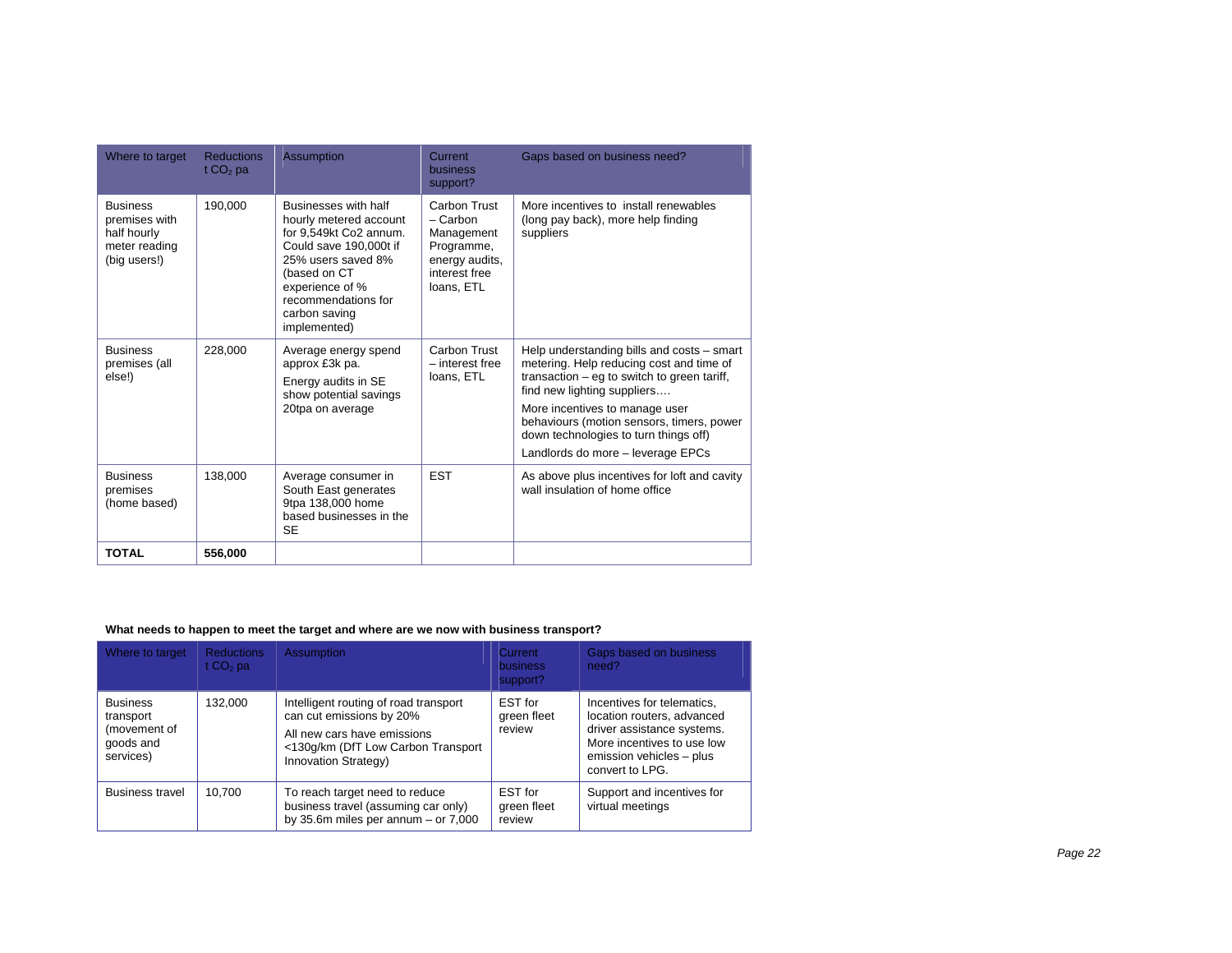| Where to target | Reductions t $CO_2$ pa | Assumption | Current business support? | Gaps based on business need? |
|---|---|---|---|---|
| Business premises with half hourly meter reading (big users!) | 190,000 | Businesses with half hourly metered account for 9,549kt Co2 annum. Could save 190,000t if 25% users saved 8% (based on CT experience of % recommendations for carbon saving implemented) | Carbon Trust – Carbon Management Programme, energy audits, interest free loans, ETL | More incentives to install renewables (long pay back), more help finding suppliers |
| Business premises (all else!) | 228,000 | Average energy spend approx £3k pa. Energy audits in SE show potential savings 20tpa on average | Carbon Trust – interest free loans, ETL | Help understanding bills and costs – smart metering. Help reducing cost and time of transaction – eg to switch to green tariff, find new lighting suppliers…. More incentives to manage user behaviours (motion sensors, timers, power down technologies to turn things off) Landlords do more – leverage EPCs |
| Business premises (home based) | 138,000 | Average consumer in South East generates 9tpa 138,000 home based businesses in the SE | EST | As above plus incentives for loft and cavity wall insulation of home office |
| **TOTAL** | **556,000** | | | |

**What needs to happen to meet the target and where are we now with business transport?**

| Where to target | Reductions t $CO_2$ pa | Assumption | Current business support? | Gaps based on business need? |
|---|---|---|---|---|
| Business transport (movement of goods and services) | 132,000 | Intelligent routing of road transport can cut emissions by 20% All new cars have emissions <130g/km (DfT Low Carbon Transport Innovation Strategy) | EST for green fleet review | Incentives for telematics, location routers, advanced driver assistance systems. More incentives to use low emission vehicles – plus convert to LPG. |
| Business travel | 10,700 | To reach target need to reduce business travel (assuming car only) by 35.6m miles per annum – or 7,000 | EST for green fleet review | Support and incentives for virtual meetings |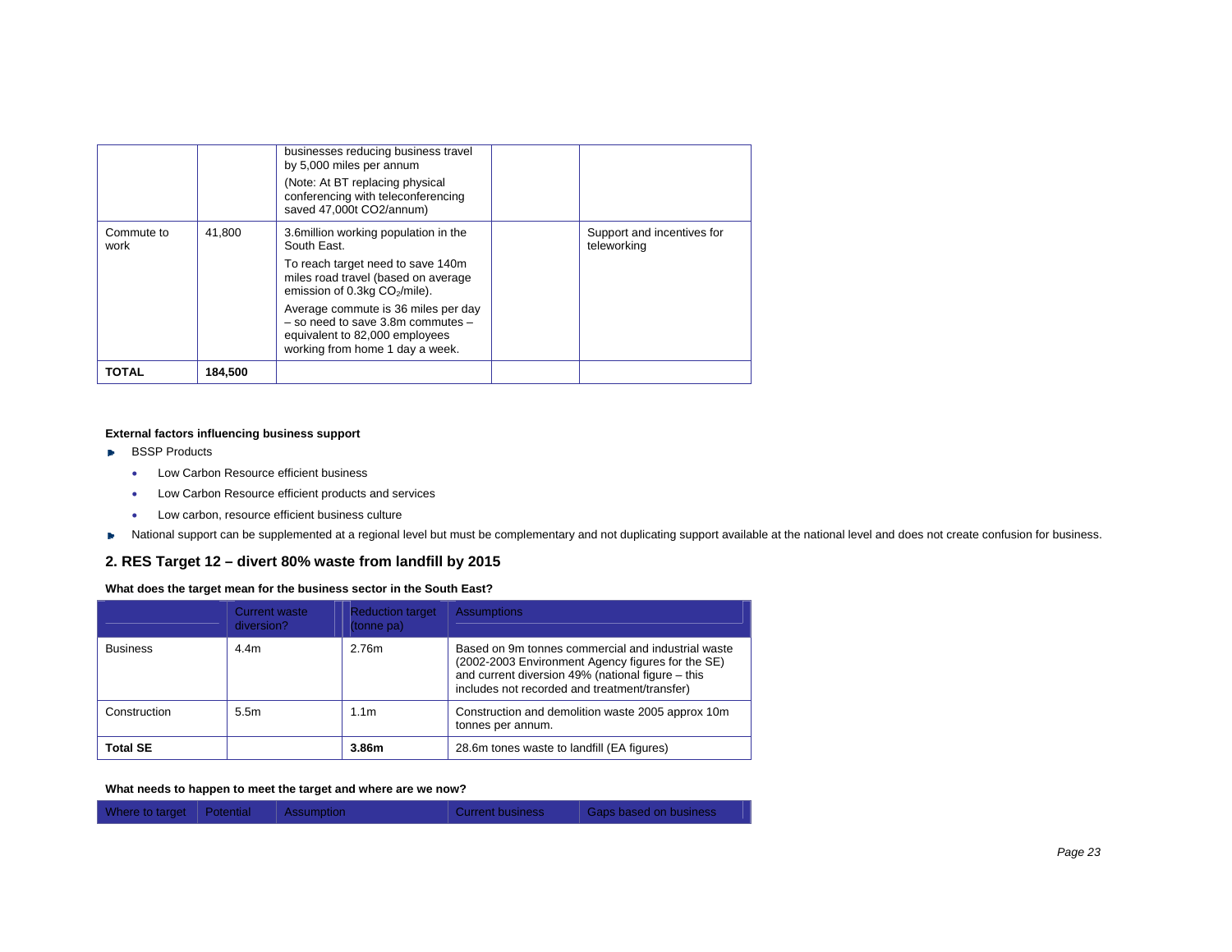| | | | | |
|---|---|---|---|---|
| | | businesses reducing business travel by 5,000 miles per annum<br>(Note: At BT replacing physical conferencing with teleconferencing saved 47,000t CO2/annum) | | |
| Commute to work | 41,800 | 3.6million working population in the South East.<br>To reach target need to save 140m miles road travel (based on average emission of 0.3kg $CO_2$/mile).<br>Average commute is 36 miles per day – so need to save 3.8m commutes – equivalent to 82,000 employees working from home 1 day a week. | | Support and incentives for teleworking |
| **TOTAL** | **184,500** | | | |

**External factors influencing business support**

- BSSP Products
  - Low Carbon Resource efficient business
  - Low Carbon Resource efficient products and services
  - Low carbon, resource efficient business culture
- National support can be supplemented at a regional level but must be complementary and not duplicating support available at the national level and does not create confusion for business.

## 2. RES Target 12 – divert 80% waste from landfill by 2015

**What does the target mean for the business sector in the South East?**

| | Current waste diversion? | Reduction target (tonne pa) | Assumptions |
|---|---|---|---|
| Business | 4.4m | 2.76m | Based on 9m tonnes commercial and industrial waste (2002-2003 Environment Agency figures for the SE) and current diversion 49% (national figure – this includes not recorded and treatment/transfer) |
| Construction | 5.5m | 1.1m | Construction and demolition waste 2005 approx 10m tonnes per annum. |
| **Total SE** | | **3.86m** | 28.6m tones waste to landfill (EA figures) |

**What needs to happen to meet the target and where are we now?**

| Where to target | Potential | Assumption | Current business | Gaps based on business |
|---|---|---|---|---|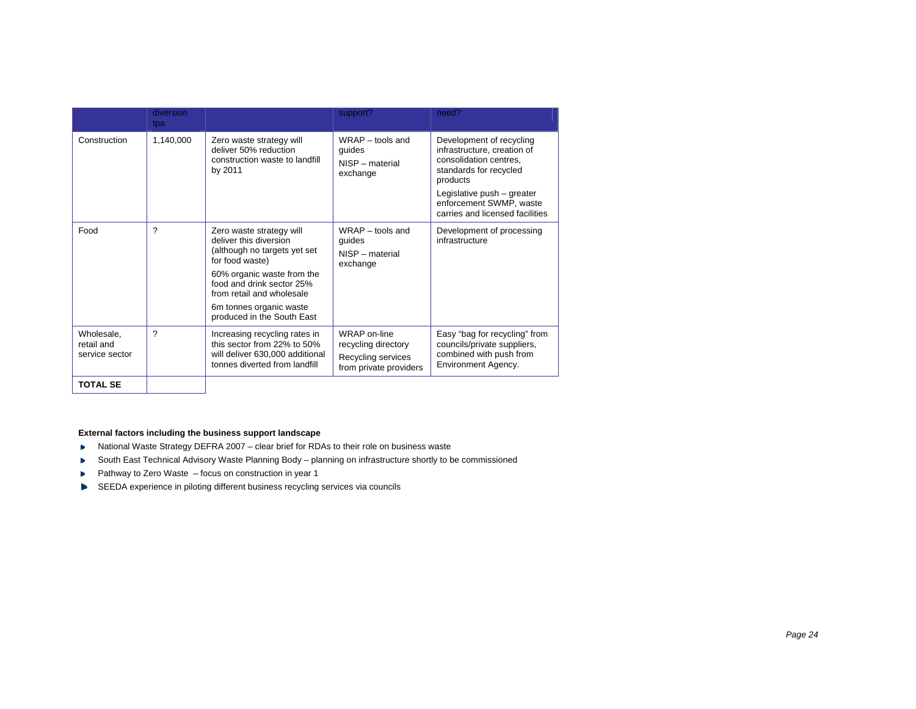| | diversion tpa | | support? | need? |
|---|---|---|---|---|
| Construction | 1,140,000 | Zero waste strategy will deliver 50% reduction construction waste to landfill by 2011 | WRAP – tools and guides<br>NISP – material exchange | Development of recycling infrastructure, creation of consolidation centres, standards for recycled products<br>Legislative push – greater enforcement SWMP, waste carries and licensed facilities |
| Food | ? | Zero waste strategy will deliver this diversion (although no targets yet set for food waste)<br>60% organic waste from the food and drink sector 25% from retail and wholesale<br>6m tonnes organic waste produced in the South East | WRAP – tools and guides<br>NISP – material exchange | Development of processing infrastructure |
| Wholesale, retail and service sector | ? | Increasing recycling rates in this sector from 22% to 50% will deliver 630,000 additional tonnes diverted from landfill | WRAP on-line recycling directory<br>Recycling services from private providers | Easy "bag for recycling" from councils/private suppliers, combined with push from Environment Agency. |
| **TOTAL SE** | | | | |

**External factors including the business support landscape**

- National Waste Strategy DEFRA 2007 – clear brief for RDAs to their role on business waste
- South East Technical Advisory Waste Planning Body – planning on infrastructure shortly to be commissioned
- Pathway to Zero Waste – focus on construction in year 1
- SEEDA experience in piloting different business recycling services via councils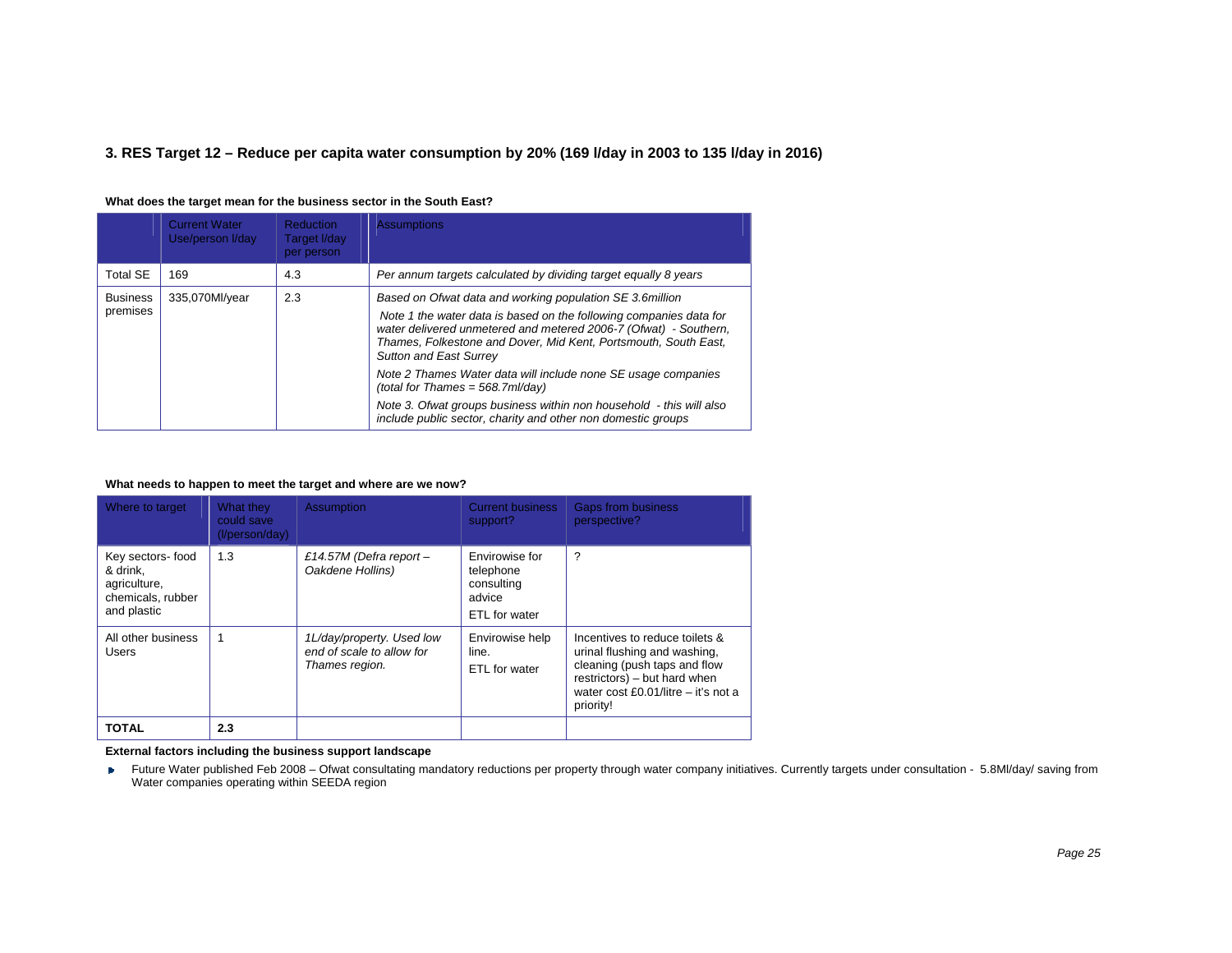## 3. RES Target 12 – Reduce per capita water consumption by 20% (169 l/day in 2003 to 135 l/day in 2016)

**What does the target mean for the business sector in the South East?**

| | Current Water Use/person l/day | Reduction Target l/day per person | Assumptions |
|---|---|---|---|
| Total SE | 169 | 4.3 | *Per annum targets calculated by dividing target equally 8 years* |
| Business premises | 335,070Ml/year | 2.3 | *Based on Ofwat data and working population SE 3.6million*<br><br>*Note 1 the water data is based on the following companies data for water delivered unmetered and metered 2006-7 (Ofwat) - Southern, Thames, Folkestone and Dover, Mid Kent, Portsmouth, South East, Sutton and East Surrey*<br><br>*Note 2 Thames Water data will include none SE usage companies (total for Thames = 568.7ml/day)*<br><br>*Note 3. Ofwat groups business within non household - this will also include public sector, charity and other non domestic groups* |

**What needs to happen to meet the target and where are we now?**

| Where to target | What they could save (l/person/day) | Assumption | Current business support? | Gaps from business perspective? |
|---|---|---|---|---|
| Key sectors- food & drink, agriculture, chemicals, rubber and plastic | 1.3 | *£14.57M (Defra report – Oakdene Hollins)* | Envirowise for telephone consulting advice<br><br>ETL for water | ? |
| All other business Users | 1 | *1L/day/property. Used low end of scale to allow for Thames region.* | Envirowise help line.<br><br>ETL for water | Incentives to reduce toilets & urinal flushing and washing, cleaning (push taps and flow restrictors) – but hard when water cost £0.01/litre – it's not a priority! |
| **TOTAL** | **2.3** | | | |

**External factors including the business support landscape**

- Future Water published Feb 2008 – Ofwat consulting mandatory reductions per property through water company initiatives. Currently targets under consultation - 5.8Ml/day/ saving from Water companies operating within SEEDA region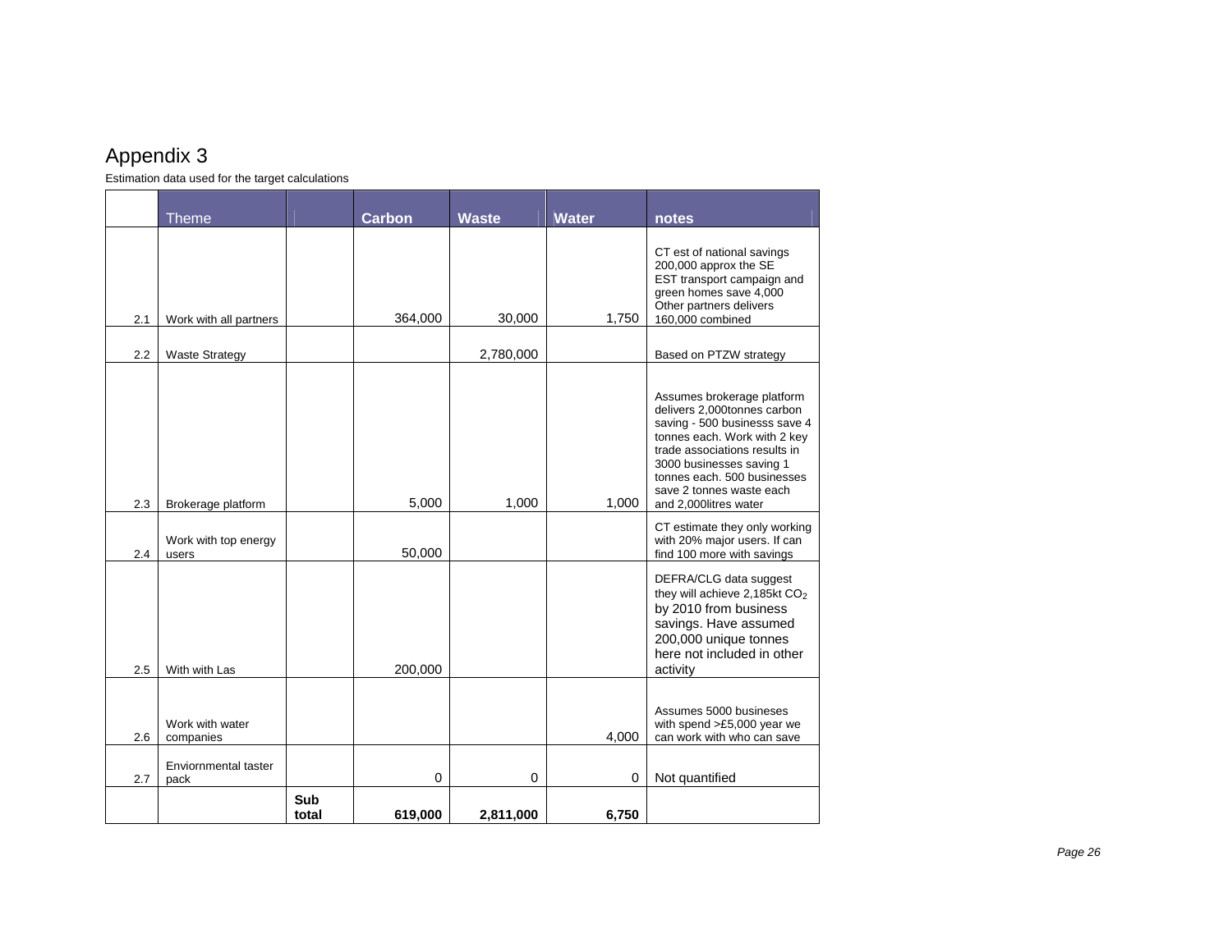# Appendix 3

Estimation data used for the target calculations

| | Theme | | Carbon | Waste | Water | notes |
|---|---|---|---|---|---|---|
| 2.1 | Work with all partners | | 364,000 | 30,000 | 1,750 | CT est of national savings 200,000 approx the SE EST transport campaign and green homes save 4,000 Other partners delivers 160,000 combined |
| 2.2 | Waste Strategy | | | 2,780,000 | | Based on PTZW strategy |
| 2.3 | Brokerage platform | | 5,000 | 1,000 | 1,000 | Assumes brokerage platform delivers 2,000tonnes carbon saving - 500 businesss save 4 tonnes each. Work with 2 key trade associations results in 3000 businesses saving 1 tonnes each. 500 businesses save 2 tonnes waste each and 2,000litres water |
| 2.4 | Work with top energy users | | 50,000 | | | CT estimate they only working with 20% major users. If can find 100 more with savings |
| 2.5 | With with Las | | 200,000 | | | DEFRA/CLG data suggest they will achieve 2,185kt $CO_2$ by 2010 from business savings. Have assumed 200,000 unique tonnes here not included in other activity |
| 2.6 | Work with water companies | | | | 4,000 | Assumes 5000 busineses with spend >£5,000 year we can work with who can save |
| 2.7 | Enviornmental taster pack | | 0 | 0 | 0 | Not quantified |
| | | **Sub total** | **619,000** | **2,811,000** | **6,750** | |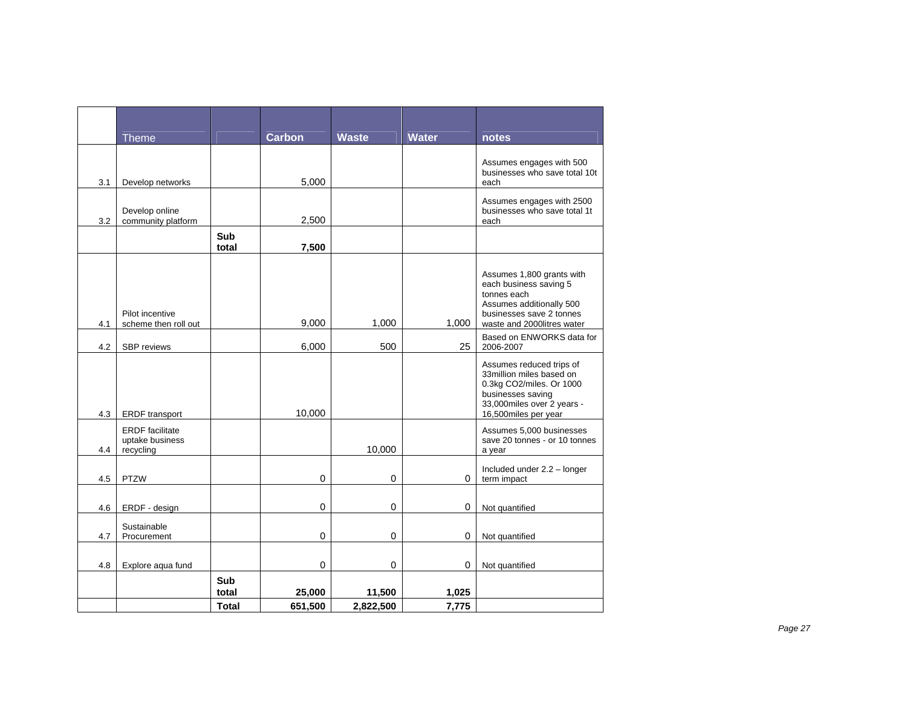| | Theme | | Carbon | Waste | Water | notes |
|---|---|---|---|---|---|---|
| 3.1 | Develop networks | | 5,000 | | | Assumes engages with 500 businesses who save total 10t each |
| 3.2 | Develop online community platform | | 2,500 | | | Assumes engages with 2500 businesses who save total 1t each |
| | | **Sub total** | **7,500** | | | |
| 4.1 | Pilot incentive scheme then roll out | | 9,000 | 1,000 | 1,000 | Assumes 1,800 grants with each business saving 5 tonnes each Assumes additionally 500 businesses save 2 tonnes waste and 2000litres water |
| 4.2 | SBP reviews | | 6,000 | 500 | 25 | Based on ENWORKS data for 2006-2007 |
| 4.3 | ERDF transport | | 10,000 | | | Assumes reduced trips of 33million miles based on 0.3kg CO2/miles. Or 1000 businesses saving 33,000miles over 2 years - 16,500miles per year |
| 4.4 | ERDF facilitate uptake business recycling | | | 10,000 | | Assumes 5,000 businesses save 20 tonnes - or 10 tonnes a year |
| 4.5 | PTZW | | 0 | 0 | 0 | Included under 2.2 – longer term impact |
| 4.6 | ERDF - design | | 0 | 0 | 0 | Not quantified |
| 4.7 | Sustainable Procurement | | 0 | 0 | 0 | Not quantified |
| 4.8 | Explore aqua fund | | 0 | 0 | 0 | Not quantified |
| | | **Sub total** | **25,000** | **11,500** | **1,025** | |
| | | **Total** | **651,500** | **2,822,500** | **7,775** | |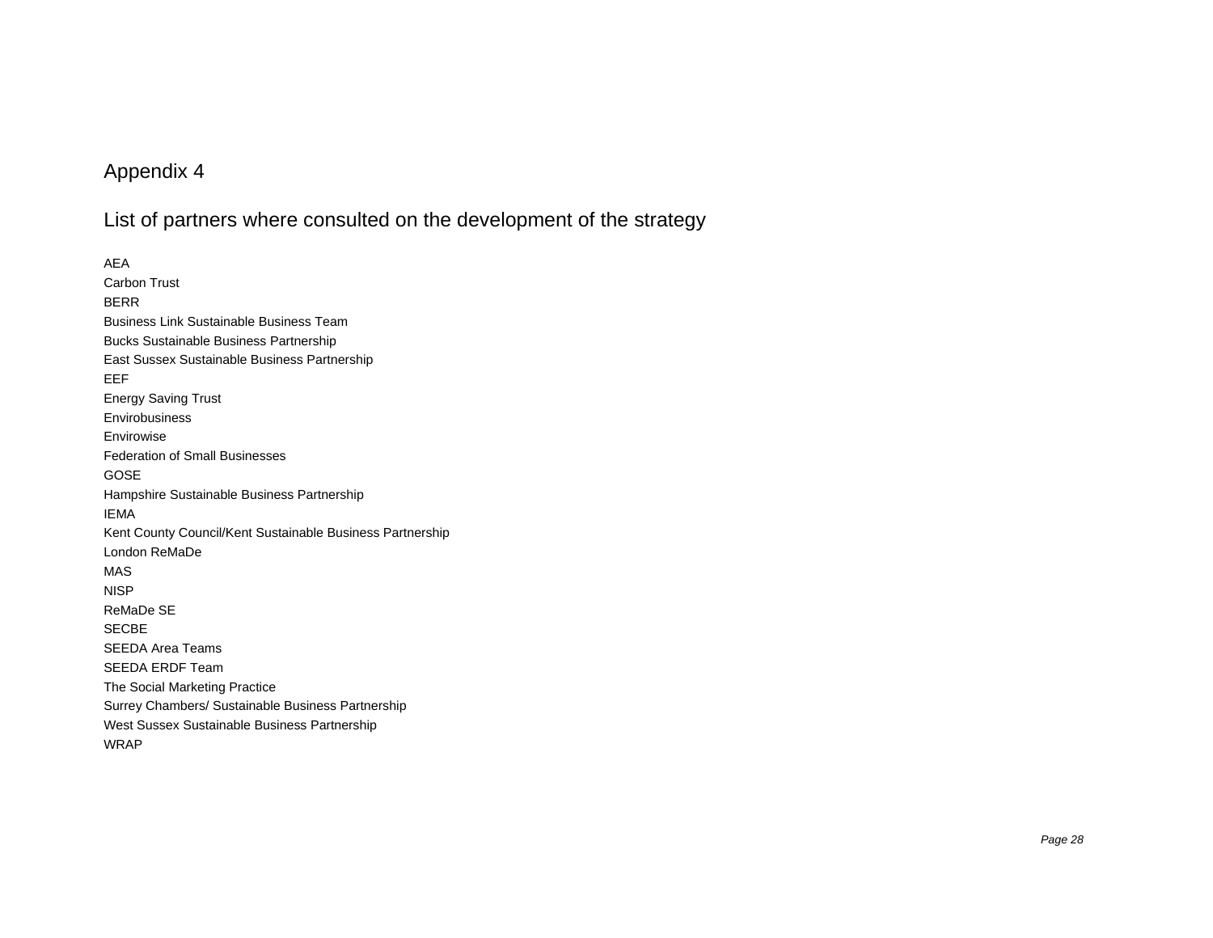# Appendix 4

## List of partners where consulted on the development of the strategy

AEA
Carbon Trust
BERR
Business Link Sustainable Business Team
Bucks Sustainable Business Partnership
East Sussex Sustainable Business Partnership
EEF
Energy Saving Trust
Envirobusiness
Envirowise
Federation of Small Businesses
GOSE
Hampshire Sustainable Business Partnership
IEMA
Kent County Council/Kent Sustainable Business Partnership
London ReMaDe
MAS
NISP
ReMaDe SE
SECBE
SEEDA Area Teams
SEEDA ERDF Team
The Social Marketing Practice
Surrey Chambers/ Sustainable Business Partnership
West Sussex Sustainable Business Partnership
WRAP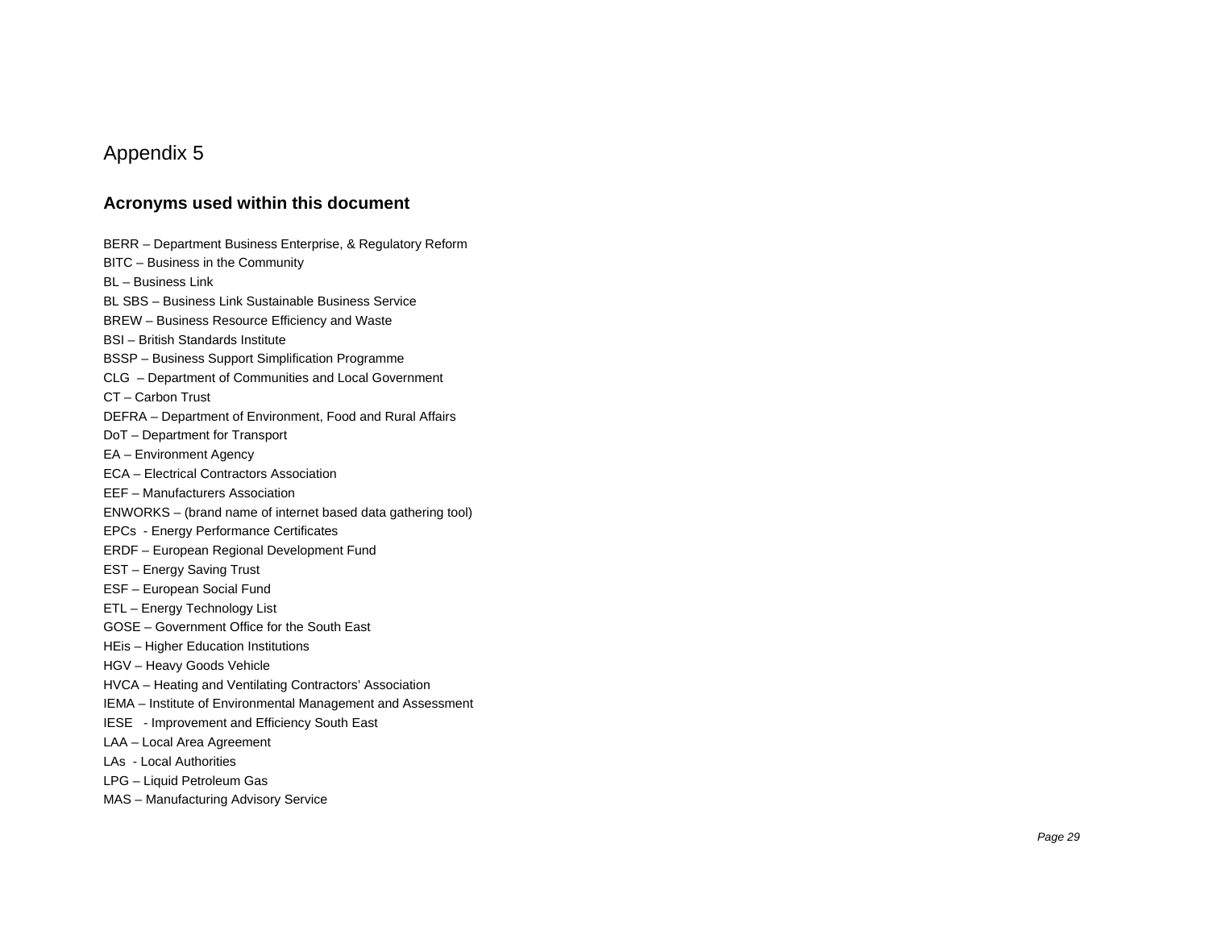# Appendix 5

## Acronyms used within this document

BERR – Department Business Enterprise, & Regulatory Reform
BITC – Business in the Community
BL – Business Link
BL SBS – Business Link Sustainable Business Service
BREW – Business Resource Efficiency and Waste
BSI – British Standards Institute
BSSP – Business Support Simplification Programme
CLG – Department of Communities and Local Government
CT – Carbon Trust
DEFRA – Department of Environment, Food and Rural Affairs
DoT – Department for Transport
EA – Environment Agency
ECA – Electrical Contractors Association
EEF – Manufacturers Association
ENWORKS – (brand name of internet based data gathering tool)
EPCs - Energy Performance Certificates
ERDF – European Regional Development Fund
EST – Energy Saving Trust
ESF – European Social Fund
ETL – Energy Technology List
GOSE – Government Office for the South East
HEis – Higher Education Institutions
HGV – Heavy Goods Vehicle
HVCA – Heating and Ventilating Contractors' Association
IEMA – Institute of Environmental Management and Assessment
IESE - Improvement and Efficiency South East
LAA – Local Area Agreement
LAs - Local Authorities
LPG – Liquid Petroleum Gas
MAS – Manufacturing Advisory Service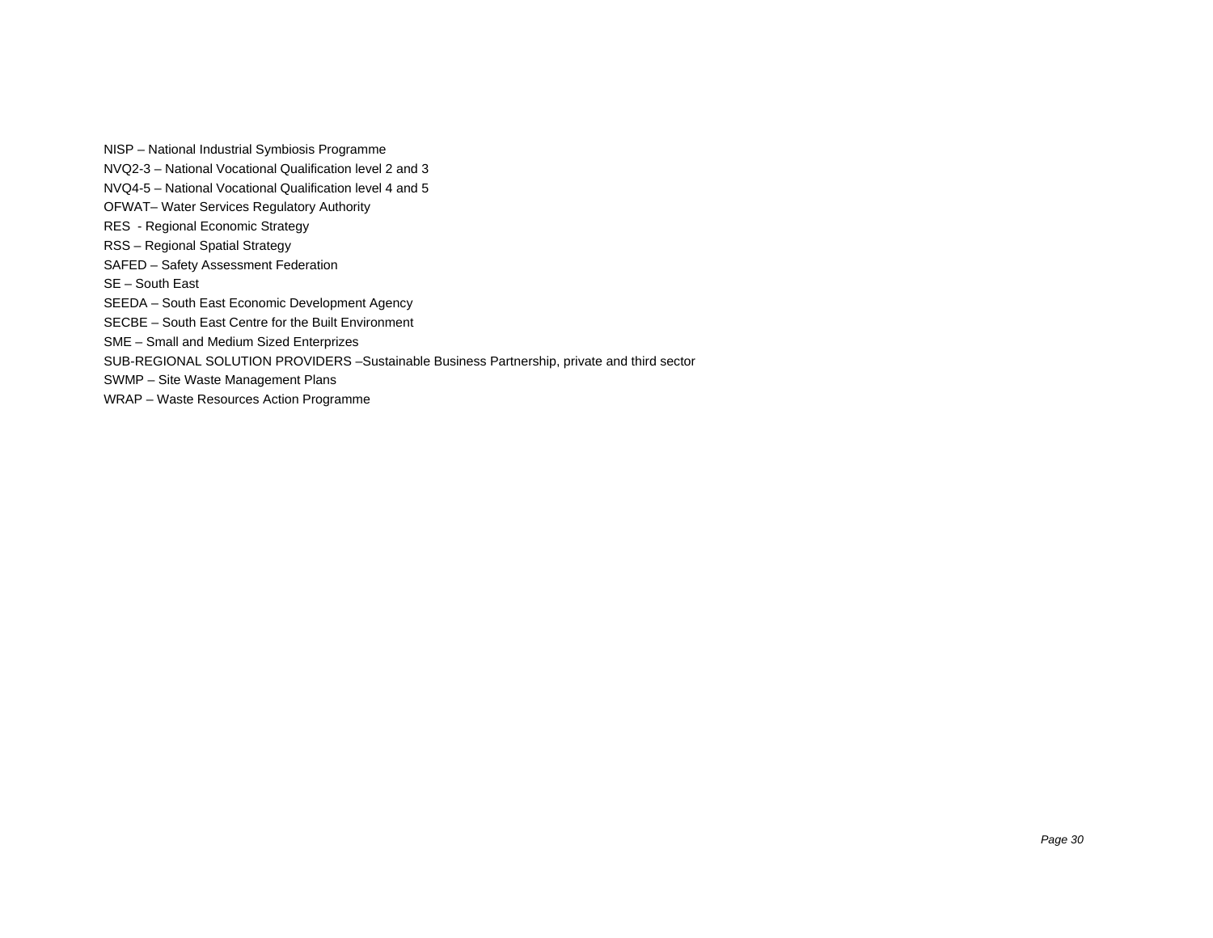NISP – National Industrial Symbiosis Programme

NVQ2-3 – National Vocational Qualification level 2 and 3

NVQ4-5 – National Vocational Qualification level 4 and 5

OFWAT– Water Services Regulatory Authority

RES - Regional Economic Strategy

RSS – Regional Spatial Strategy

SAFED – Safety Assessment Federation

SE – South East

SEEDA – South East Economic Development Agency

SECBE – South East Centre for the Built Environment

SME – Small and Medium Sized Enterprizes

SUB-REGIONAL SOLUTION PROVIDERS –Sustainable Business Partnership, private and third sector

SWMP – Site Waste Management Plans

WRAP – Waste Resources Action Programme